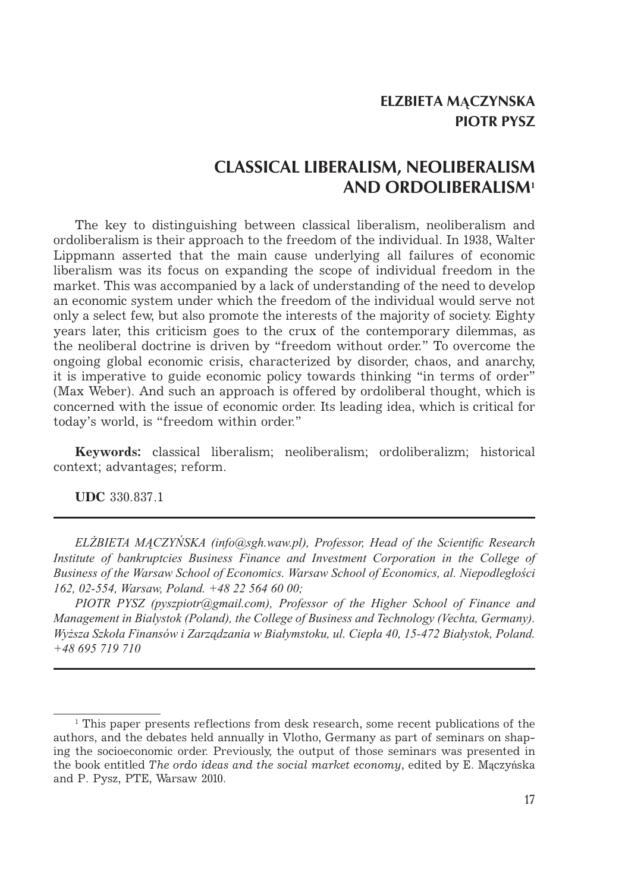**ELZBIETA MĄCZYNSKA**
**PIOTR PYSZ**

# CLASSICAL LIBERALISM, NEOLIBERALISM AND ORDOLIBERALISM[1]

The key to distinguishing between classical liberalism, neoliberalism and ordoliberalism is their approach to the freedom of the individual. In 1938, Walter Lippmann asserted that the main cause underlying all failures of economic liberalism was its focus on expanding the scope of individual freedom in the market. This was accompanied by a lack of understanding of the need to develop an economic system under which the freedom of the individual would serve not only a select few, but also promote the interests of the majority of society. Eighty years later, this criticism goes to the crux of the contemporary dilemmas, as the neoliberal doctrine is driven by "freedom without order." To overcome the ongoing global economic crisis, characterized by disorder, chaos, and anarchy, it is imperative to guide economic policy towards thinking "in terms of order" (Max Weber). And such an approach is offered by ordoliberal thought, which is concerned with the issue of economic order. Its leading idea, which is critical for today's world, is "freedom within order."

**Keywords:** classical liberalism; neoliberalism; ordoliberalizm; historical context; advantages; reform.

**UDC** 330.837.1

---

*ELŻBIETA MĄCZYŃSKA (info@sgh.waw.pl), Professor, Head of the Scientific Research Institute of bankruptcies Business Finance and Investment Corporation in the College of Business of the Warsaw School of Economics. Warsaw School of Economics, al. Niepodległości 162, 02-554, Warsaw, Poland. +48 22 564 60 00;*

*PIOTR PYSZ (pyszpiotr@gmail.com), Professor of the Higher School of Finance and Management in Bialystok (Poland), the College of Business and Technology (Vechta, Germany). Wyższa Szkoła Finansów i Zarządzania w Białymstoku, ul. Ciepła 40, 15-472 Białystok, Poland. +48 695 719 710*

---

[1] This paper presents reflections from desk research, some recent publications of the authors, and the debates held annually in Vlotho, Germany as part of seminars on shaping the socioeconomic order. Previously, the output of those seminars was presented in the book entitled *The ordo ideas and the social market economy*, edited by E. Mączyńska and P. Pysz, PTE, Warsaw 2010.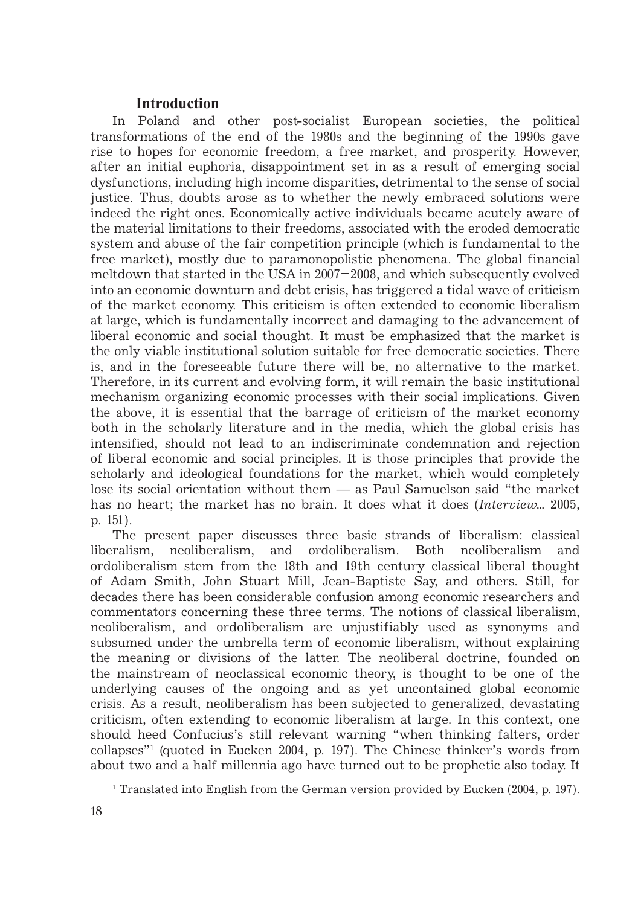## Introduction

In Poland and other post-socialist European societies, the political transformations of the end of the 1980s and the beginning of the 1990s gave rise to hopes for economic freedom, a free market, and prosperity. However, after an initial euphoria, disappointment set in as a result of emerging social dysfunctions, including high income disparities, detrimental to the sense of social justice. Thus, doubts arose as to whether the newly embraced solutions were indeed the right ones. Economically active individuals became acutely aware of the material limitations to their freedoms, associated with the eroded democratic system and abuse of the fair competition principle (which is fundamental to the free market), mostly due to paramonopolistic phenomena. The global financial meltdown that started in the USA in 2007−2008, and which subsequently evolved into an economic downturn and debt crisis, has triggered a tidal wave of criticism of the market economy. This criticism is often extended to economic liberalism at large, which is fundamentally incorrect and damaging to the advancement of liberal economic and social thought. It must be emphasized that the market is the only viable institutional solution suitable for free democratic societies. There is, and in the foreseeable future there will be, no alternative to the market. Therefore, in its current and evolving form, it will remain the basic institutional mechanism organizing economic processes with their social implications. Given the above, it is essential that the barrage of criticism of the market economy both in the scholarly literature and in the media, which the global crisis has intensified, should not lead to an indiscriminate condemnation and rejection of liberal economic and social principles. It is those principles that provide the scholarly and ideological foundations for the market, which would completely lose its social orientation without them — as Paul Samuelson said "the market has no heart; the market has no brain. It does what it does (*Interview*... 2005, p. 151).

The present paper discusses three basic strands of liberalism: classical liberalism, neoliberalism, and ordoliberalism. Both neoliberalism and ordoliberalism stem from the 18th and 19th century classical liberal thought of Adam Smith, John Stuart Mill, Jean-Baptiste Say, and others. Still, for decades there has been considerable confusion among economic researchers and commentators concerning these three terms. The notions of classical liberalism, neoliberalism, and ordoliberalism are unjustifiably used as synonyms and subsumed under the umbrella term of economic liberalism, without explaining the meaning or divisions of the latter. The neoliberal doctrine, founded on the mainstream of neoclassical economic theory, is thought to be one of the underlying causes of the ongoing and as yet uncontained global economic crisis. As a result, neoliberalism has been subjected to generalized, devastating criticism, often extending to economic liberalism at large. In this context, one should heed Confucius's still relevant warning "when thinking falters, order collapses"[1] (quoted in Eucken 2004, p. 197). The Chinese thinker's words from about two and a half millennia ago have turned out to be prophetic also today. It

[1] Translated into English from the German version provided by Eucken (2004, p. 197).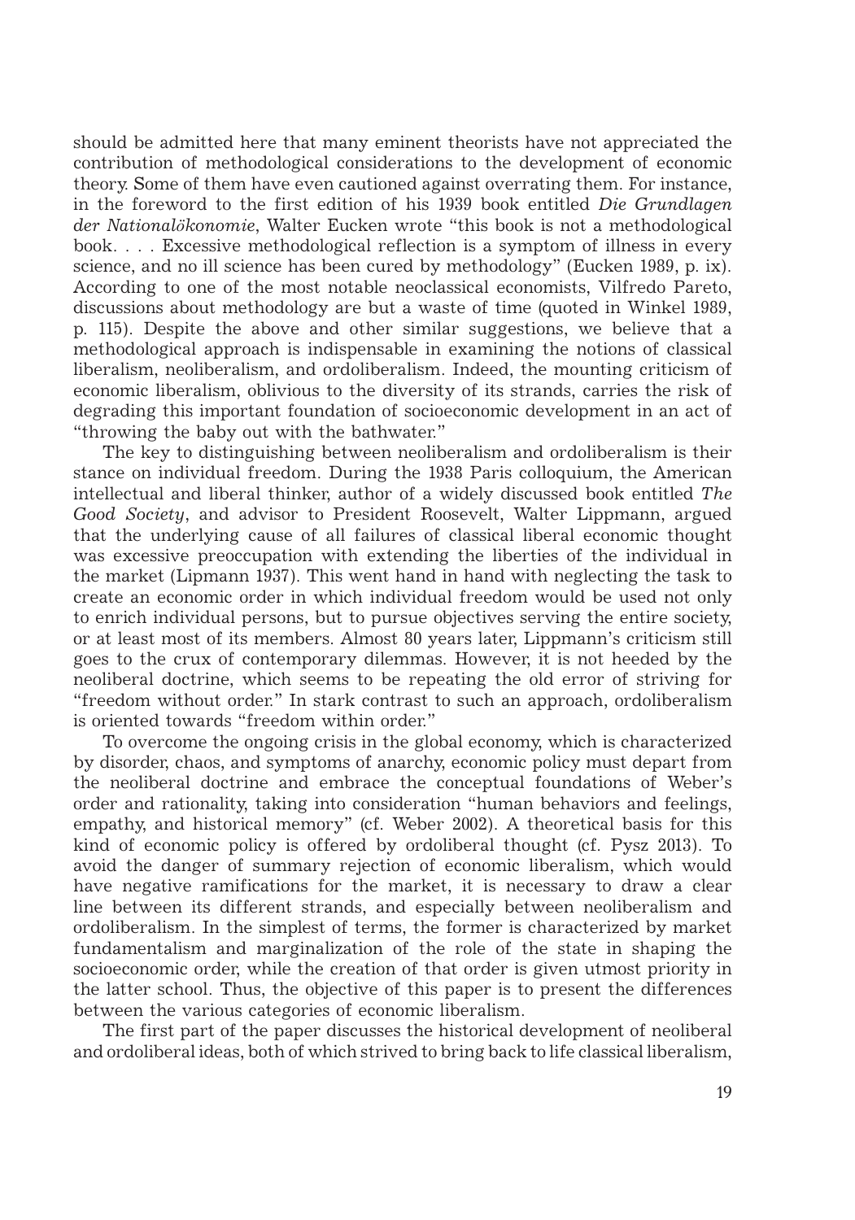should be admitted here that many eminent theorists have not appreciated the contribution of methodological considerations to the development of economic theory. Some of them have even cautioned against overrating them. For instance, in the foreword to the first edition of his 1939 book entitled *Die Grundlagen der Nationalökonomie*, Walter Eucken wrote "this book is not a methodological book. . . . Excessive methodological reflection is a symptom of illness in every science, and no ill science has been cured by methodology" (Eucken 1989, p. ix). According to one of the most notable neoclassical economists, Vilfredo Pareto, discussions about methodology are but a waste of time (quoted in Winkel 1989, p. 115). Despite the above and other similar suggestions, we believe that a methodological approach is indispensable in examining the notions of classical liberalism, neoliberalism, and ordoliberalism. Indeed, the mounting criticism of economic liberalism, oblivious to the diversity of its strands, carries the risk of degrading this important foundation of socioeconomic development in an act of "throwing the baby out with the bathwater."

The key to distinguishing between neoliberalism and ordoliberalism is their stance on individual freedom. During the 1938 Paris colloquium, the American intellectual and liberal thinker, author of a widely discussed book entitled *The Good Society*, and advisor to President Roosevelt, Walter Lippmann, argued that the underlying cause of all failures of classical liberal economic thought was excessive preoccupation with extending the liberties of the individual in the market (Lipmann 1937). This went hand in hand with neglecting the task to create an economic order in which individual freedom would be used not only to enrich individual persons, but to pursue objectives serving the entire society, or at least most of its members. Almost 80 years later, Lippmann's criticism still goes to the crux of contemporary dilemmas. However, it is not heeded by the neoliberal doctrine, which seems to be repeating the old error of striving for "freedom without order." In stark contrast to such an approach, ordoliberalism is oriented towards "freedom within order."

To overcome the ongoing crisis in the global economy, which is characterized by disorder, chaos, and symptoms of anarchy, economic policy must depart from the neoliberal doctrine and embrace the conceptual foundations of Weber's order and rationality, taking into consideration "human behaviors and feelings, empathy, and historical memory" (cf. Weber 2002). A theoretical basis for this kind of economic policy is offered by ordoliberal thought (cf. Pysz 2013). To avoid the danger of summary rejection of economic liberalism, which would have negative ramifications for the market, it is necessary to draw a clear line between its different strands, and especially between neoliberalism and ordoliberalism. In the simplest of terms, the former is characterized by market fundamentalism and marginalization of the role of the state in shaping the socioeconomic order, while the creation of that order is given utmost priority in the latter school. Thus, the objective of this paper is to present the differences between the various categories of economic liberalism.

The first part of the paper discusses the historical development of neoliberal and ordoliberal ideas, both of which strived to bring back to life classical liberalism,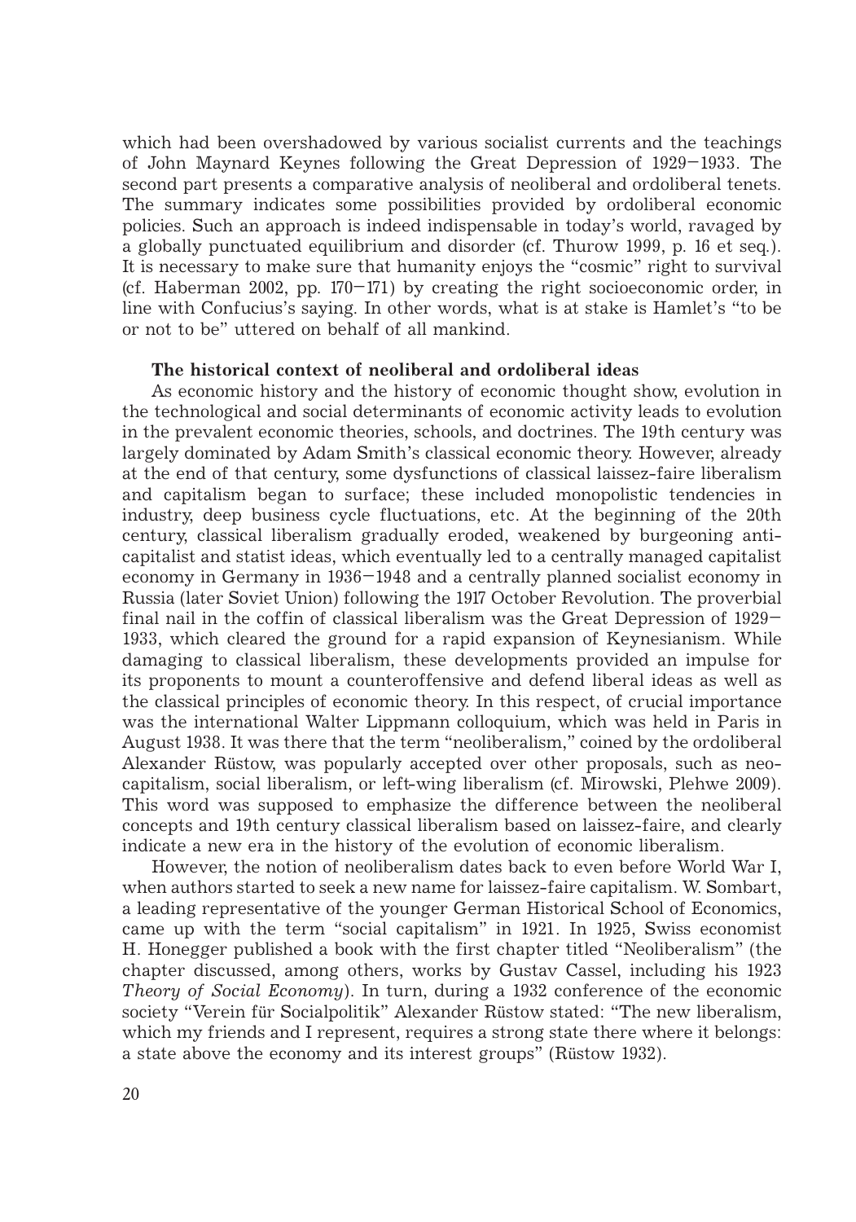which had been overshadowed by various socialist currents and the teachings of John Maynard Keynes following the Great Depression of 1929–1933. The second part presents a comparative analysis of neoliberal and ordoliberal tenets. The summary indicates some possibilities provided by ordoliberal economic policies. Such an approach is indeed indispensable in today's world, ravaged by a globally punctuated equilibrium and disorder (cf. Thurow 1999, p. 16 et seq.). It is necessary to make sure that humanity enjoys the "cosmic" right to survival (cf. Haberman 2002, pp. 170–171) by creating the right socioeconomic order, in line with Confucius's saying. In other words, what is at stake is Hamlet's "to be or not to be" uttered on behalf of all mankind.

## The historical context of neoliberal and ordoliberal ideas

As economic history and the history of economic thought show, evolution in the technological and social determinants of economic activity leads to evolution in the prevalent economic theories, schools, and doctrines. The 19th century was largely dominated by Adam Smith's classical economic theory. However, already at the end of that century, some dysfunctions of classical laissez-faire liberalism and capitalism began to surface; these included monopolistic tendencies in industry, deep business cycle fluctuations, etc. At the beginning of the 20th century, classical liberalism gradually eroded, weakened by burgeoning anti-capitalist and statist ideas, which eventually led to a centrally managed capitalist economy in Germany in 1936–1948 and a centrally planned socialist economy in Russia (later Soviet Union) following the 1917 October Revolution. The proverbial final nail in the coffin of classical liberalism was the Great Depression of 1929–1933, which cleared the ground for a rapid expansion of Keynesianism. While damaging to classical liberalism, these developments provided an impulse for its proponents to mount a counteroffensive and defend liberal ideas as well as the classical principles of economic theory. In this respect, of crucial importance was the international Walter Lippmann colloquium, which was held in Paris in August 1938. It was there that the term "neoliberalism," coined by the ordoliberal Alexander Rüstow, was popularly accepted over other proposals, such as neo-capitalism, social liberalism, or left-wing liberalism (cf. Mirowski, Plehwe 2009). This word was supposed to emphasize the difference between the neoliberal concepts and 19th century classical liberalism based on laissez-faire, and clearly indicate a new era in the history of the evolution of economic liberalism.

However, the notion of neoliberalism dates back to even before World War I, when authors started to seek a new name for laissez-faire capitalism. W. Sombart, a leading representative of the younger German Historical School of Economics, came up with the term "social capitalism" in 1921. In 1925, Swiss economist H. Honegger published a book with the first chapter titled "Neoliberalism" (the chapter discussed, among others, works by Gustav Cassel, including his 1923 *Theory of Social Economy*). In turn, during a 1932 conference of the economic society "Verein für Socialpolitik" Alexander Rüstow stated: "The new liberalism, which my friends and I represent, requires a strong state there where it belongs: a state above the economy and its interest groups" (Rüstow 1932).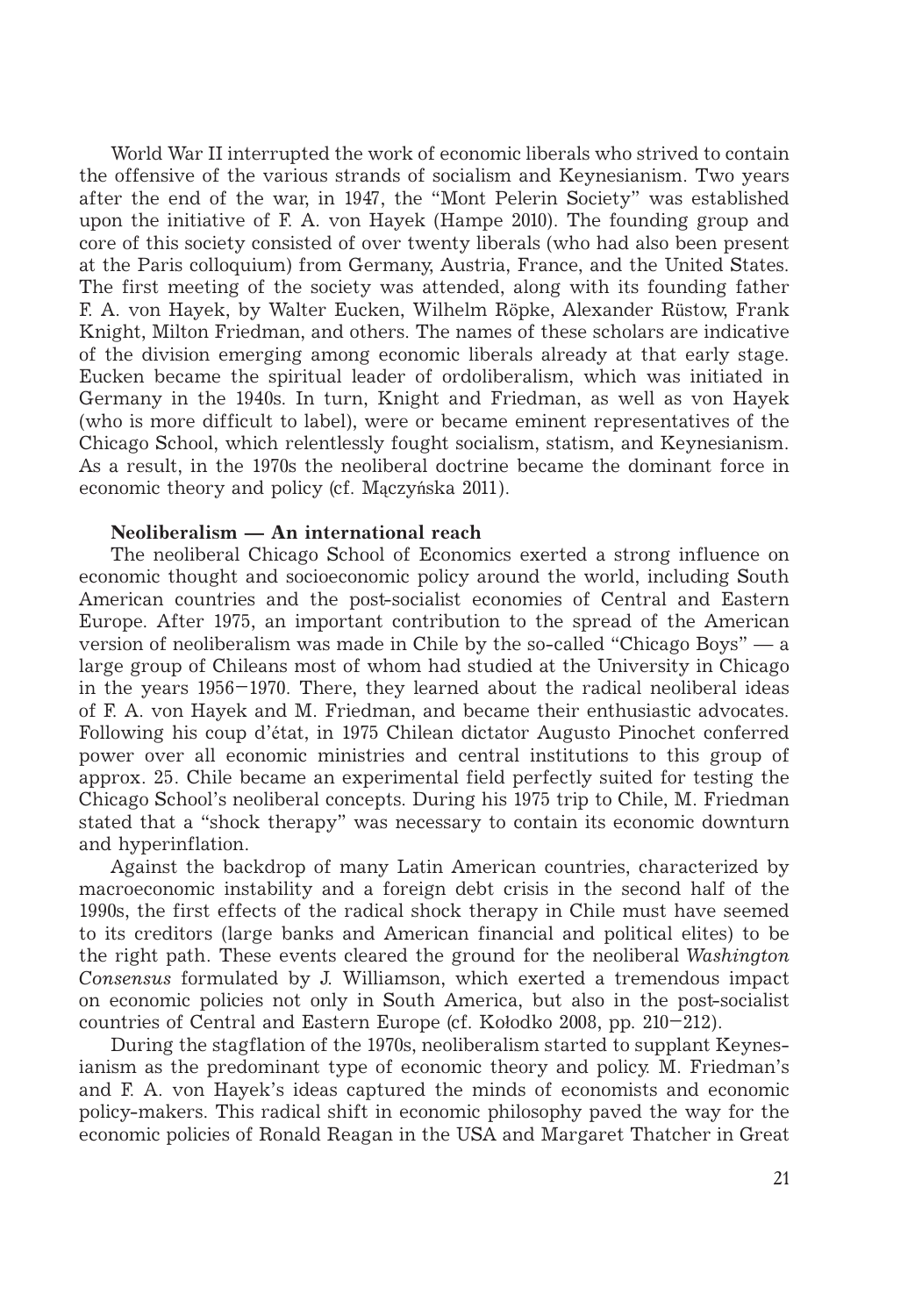World War II interrupted the work of economic liberals who strived to contain the offensive of the various strands of socialism and Keynesianism. Two years after the end of the war, in 1947, the "Mont Pelerin Society" was established upon the initiative of F. A. von Hayek (Hampe 2010). The founding group and core of this society consisted of over twenty liberals (who had also been present at the Paris colloquium) from Germany, Austria, France, and the United States. The first meeting of the society was attended, along with its founding father F. A. von Hayek, by Walter Eucken, Wilhelm Röpke, Alexander Rüstow, Frank Knight, Milton Friedman, and others. The names of these scholars are indicative of the division emerging among economic liberals already at that early stage. Eucken became the spiritual leader of ordoliberalism, which was initiated in Germany in the 1940s. In turn, Knight and Friedman, as well as von Hayek (who is more difficult to label), were or became eminent representatives of the Chicago School, which relentlessly fought socialism, statism, and Keynesianism. As a result, in the 1970s the neoliberal doctrine became the dominant force in economic theory and policy (cf. Mączyńska 2011).

**Neoliberalism — An international reach**

The neoliberal Chicago School of Economics exerted a strong influence on economic thought and socioeconomic policy around the world, including South American countries and the post-socialist economies of Central and Eastern Europe. After 1975, an important contribution to the spread of the American version of neoliberalism was made in Chile by the so-called "Chicago Boys" — a large group of Chileans most of whom had studied at the University in Chicago in the years 1956–1970. There, they learned about the radical neoliberal ideas of F. A. von Hayek and M. Friedman, and became their enthusiastic advocates. Following his coup d'état, in 1975 Chilean dictator Augusto Pinochet conferred power over all economic ministries and central institutions to this group of approx. 25. Chile became an experimental field perfectly suited for testing the Chicago School's neoliberal concepts. During his 1975 trip to Chile, M. Friedman stated that a "shock therapy" was necessary to contain its economic downturn and hyperinflation.

Against the backdrop of many Latin American countries, characterized by macroeconomic instability and a foreign debt crisis in the second half of the 1990s, the first effects of the radical shock therapy in Chile must have seemed to its creditors (large banks and American financial and political elites) to be the right path. These events cleared the ground for the neoliberal *Washington Consensus* formulated by J. Williamson, which exerted a tremendous impact on economic policies not only in South America, but also in the post-socialist countries of Central and Eastern Europe (cf. Kołodko 2008, pp. 210–212).

During the stagflation of the 1970s, neoliberalism started to supplant Keynesianism as the predominant type of economic theory and policy. M. Friedman's and F. A. von Hayek's ideas captured the minds of economists and economic policy-makers. This radical shift in economic philosophy paved the way for the economic policies of Ronald Reagan in the USA and Margaret Thatcher in Great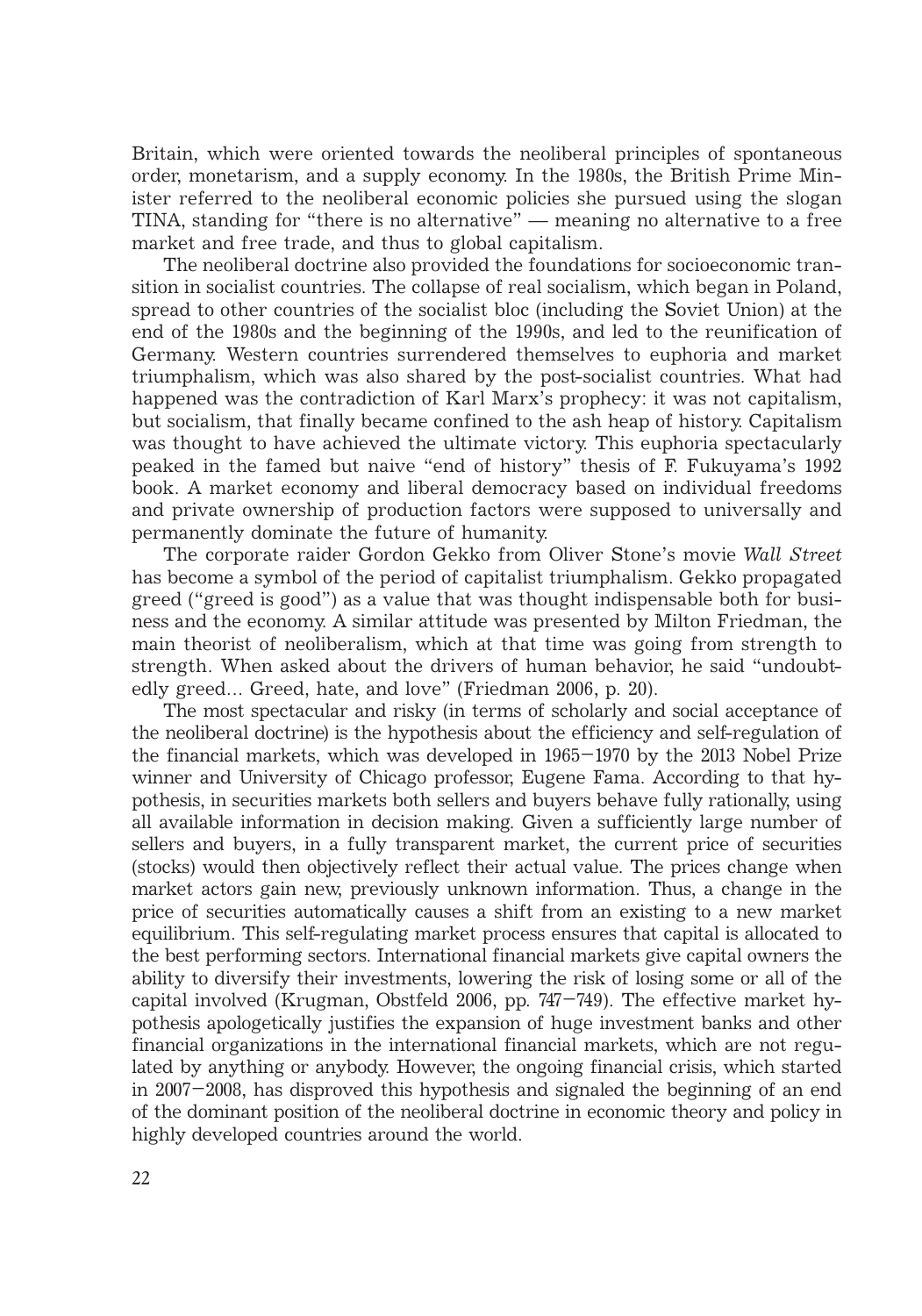Britain, which were oriented towards the neoliberal principles of spontaneous order, monetarism, and a supply economy. In the 1980s, the British Prime Minister referred to the neoliberal economic policies she pursued using the slogan TINA, standing for "there is no alternative" — meaning no alternative to a free market and free trade, and thus to global capitalism.

The neoliberal doctrine also provided the foundations for socioeconomic transition in socialist countries. The collapse of real socialism, which began in Poland, spread to other countries of the socialist bloc (including the Soviet Union) at the end of the 1980s and the beginning of the 1990s, and led to the reunification of Germany. Western countries surrendered themselves to euphoria and market triumphalism, which was also shared by the post-socialist countries. What had happened was the contradiction of Karl Marx's prophecy: it was not capitalism, but socialism, that finally became confined to the ash heap of history. Capitalism was thought to have achieved the ultimate victory. This euphoria spectacularly peaked in the famed but naive "end of history" thesis of F. Fukuyama's 1992 book. A market economy and liberal democracy based on individual freedoms and private ownership of production factors were supposed to universally and permanently dominate the future of humanity.

The corporate raider Gordon Gekko from Oliver Stone's movie *Wall Street* has become a symbol of the period of capitalist triumphalism. Gekko propagated greed ("greed is good") as a value that was thought indispensable both for business and the economy. A similar attitude was presented by Milton Friedman, the main theorist of neoliberalism, which at that time was going from strength to strength. When asked about the drivers of human behavior, he said "undoubtedly greed... Greed, hate, and love" (Friedman 2006, p. 20).

The most spectacular and risky (in terms of scholarly and social acceptance of the neoliberal doctrine) is the hypothesis about the efficiency and self-regulation of the financial markets, which was developed in 1965–1970 by the 2013 Nobel Prize winner and University of Chicago professor, Eugene Fama. According to that hypothesis, in securities markets both sellers and buyers behave fully rationally, using all available information in decision making. Given a sufficiently large number of sellers and buyers, in a fully transparent market, the current price of securities (stocks) would then objectively reflect their actual value. The prices change when market actors gain new, previously unknown information. Thus, a change in the price of securities automatically causes a shift from an existing to a new market equilibrium. This self-regulating market process ensures that capital is allocated to the best performing sectors. International financial markets give capital owners the ability to diversify their investments, lowering the risk of losing some or all of the capital involved (Krugman, Obstfeld 2006, pp. 747–749). The effective market hypothesis apologetically justifies the expansion of huge investment banks and other financial organizations in the international financial markets, which are not regulated by anything or anybody. However, the ongoing financial crisis, which started in 2007–2008, has disproved this hypothesis and signaled the beginning of an end of the dominant position of the neoliberal doctrine in economic theory and policy in highly developed countries around the world.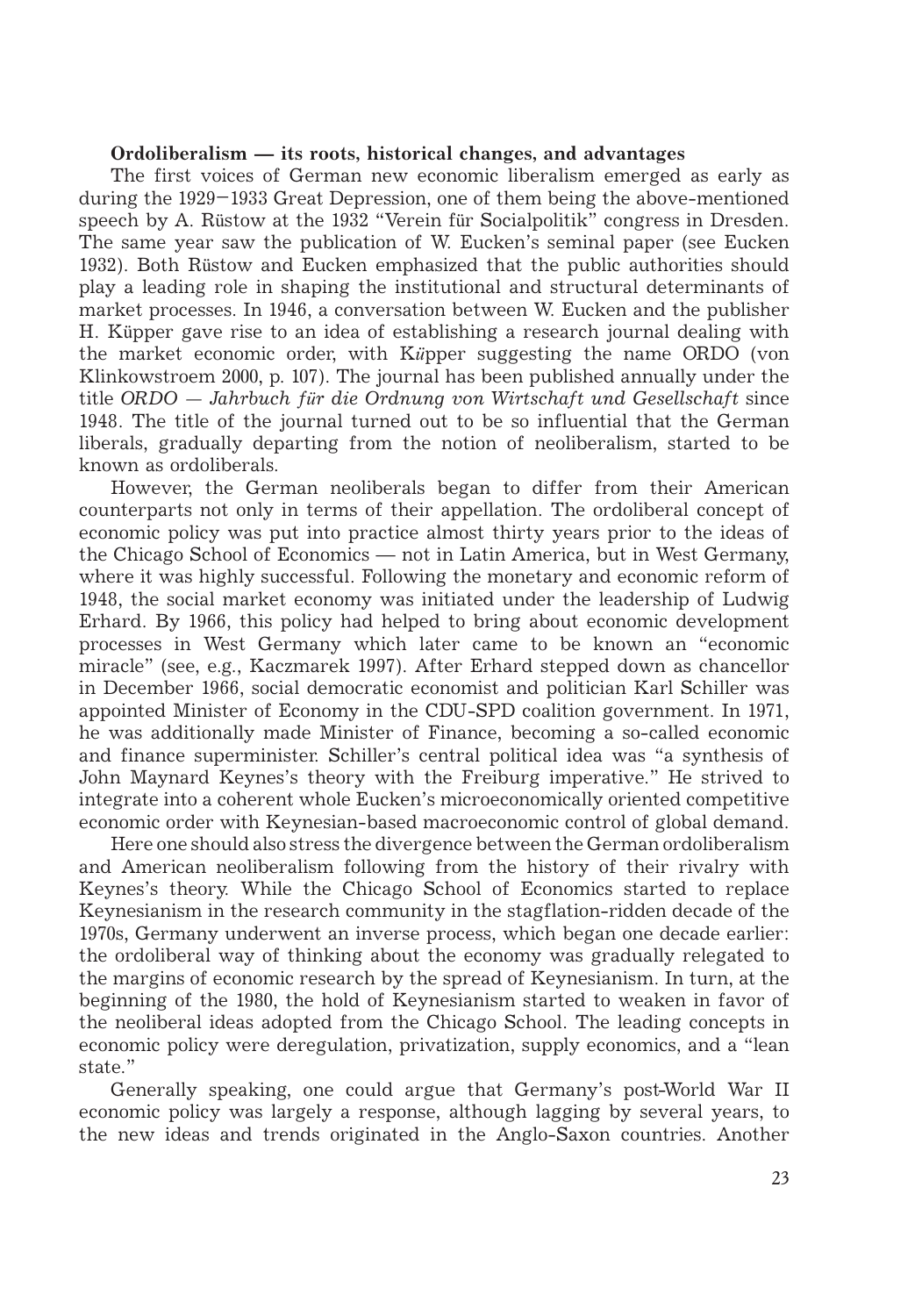**Ordoliberalism — its roots, historical changes, and advantages**

The first voices of German new economic liberalism emerged as early as during the 1929–1933 Great Depression, one of them being the above-mentioned speech by A. Rüstow at the 1932 "Verein für Socialpolitik" congress in Dresden. The same year saw the publication of W. Eucken's seminal paper (see Eucken 1932). Both Rüstow and Eucken emphasized that the public authorities should play a leading role in shaping the institutional and structural determinants of market processes. In 1946, a conversation between W. Eucken and the publisher H. Küpper gave rise to an idea of establishing a research journal dealing with the market economic order, with K*ü*pper suggesting the name ORDO (von Klinkowstroem 2000, p. 107). The journal has been published annually under the title *ORDO — Jahrbuch für die Ordnung von Wirtschaft und Gesellschaft* since 1948. The title of the journal turned out to be so influential that the German liberals, gradually departing from the notion of neoliberalism, started to be known as ordoliberals.

However, the German neoliberals began to differ from their American counterparts not only in terms of their appellation. The ordoliberal concept of economic policy was put into practice almost thirty years prior to the ideas of the Chicago School of Economics — not in Latin America, but in West Germany, where it was highly successful. Following the monetary and economic reform of 1948, the social market economy was initiated under the leadership of Ludwig Erhard. By 1966, this policy had helped to bring about economic development processes in West Germany which later came to be known an "economic miracle" (see, e.g., Kaczmarek 1997). After Erhard stepped down as chancellor in December 1966, social democratic economist and politician Karl Schiller was appointed Minister of Economy in the CDU-SPD coalition government. In 1971, he was additionally made Minister of Finance, becoming a so-called economic and finance superminister. Schiller's central political idea was "a synthesis of John Maynard Keynes's theory with the Freiburg imperative." He strived to integrate into a coherent whole Eucken's microeconomically oriented competitive economic order with Keynesian-based macroeconomic control of global demand.

Here one should also stress the divergence between the German ordoliberalism and American neoliberalism following from the history of their rivalry with Keynes's theory. While the Chicago School of Economics started to replace Keynesianism in the research community in the stagflation-ridden decade of the 1970s, Germany underwent an inverse process, which began one decade earlier: the ordoliberal way of thinking about the economy was gradually relegated to the margins of economic research by the spread of Keynesianism. In turn, at the beginning of the 1980, the hold of Keynesianism started to weaken in favor of the neoliberal ideas adopted from the Chicago School. The leading concepts in economic policy were deregulation, privatization, supply economics, and a "lean state."

Generally speaking, one could argue that Germany's post-World War II economic policy was largely a response, although lagging by several years, to the new ideas and trends originated in the Anglo-Saxon countries. Another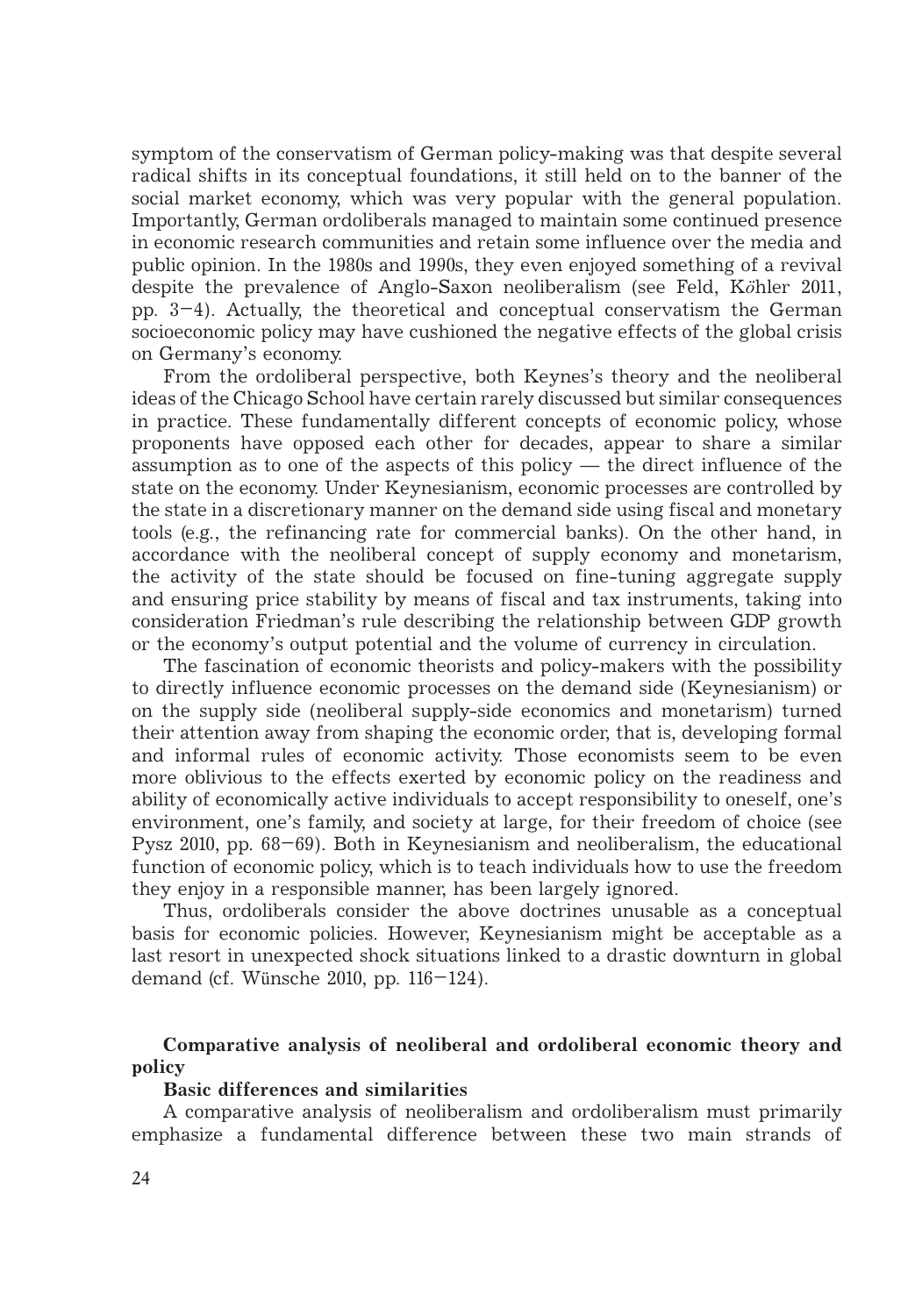symptom of the conservatism of German policy-making was that despite several radical shifts in its conceptual foundations, it still held on to the banner of the social market economy, which was very popular with the general population. Importantly, German ordoliberals managed to maintain some continued presence in economic research communities and retain some influence over the media and public opinion. In the 1980s and 1990s, they even enjoyed something of a revival despite the prevalence of Anglo-Saxon neoliberalism (see Feld, Kőhler 2011, pp. 3–4). Actually, the theoretical and conceptual conservatism the German socioeconomic policy may have cushioned the negative effects of the global crisis on Germany's economy.

From the ordoliberal perspective, both Keynes's theory and the neoliberal ideas of the Chicago School have certain rarely discussed but similar consequences in practice. These fundamentally different concepts of economic policy, whose proponents have opposed each other for decades, appear to share a similar assumption as to one of the aspects of this policy — the direct influence of the state on the economy. Under Keynesianism, economic processes are controlled by the state in a discretionary manner on the demand side using fiscal and monetary tools (e.g., the refinancing rate for commercial banks). On the other hand, in accordance with the neoliberal concept of supply economy and monetarism, the activity of the state should be focused on fine-tuning aggregate supply and ensuring price stability by means of fiscal and tax instruments, taking into consideration Friedman's rule describing the relationship between GDP growth or the economy's output potential and the volume of currency in circulation.

The fascination of economic theorists and policy-makers with the possibility to directly influence economic processes on the demand side (Keynesianism) or on the supply side (neoliberal supply-side economics and monetarism) turned their attention away from shaping the economic order, that is, developing formal and informal rules of economic activity. Those economists seem to be even more oblivious to the effects exerted by economic policy on the readiness and ability of economically active individuals to accept responsibility to oneself, one's environment, one's family, and society at large, for their freedom of choice (see Pysz 2010, pp. 68–69). Both in Keynesianism and neoliberalism, the educational function of economic policy, which is to teach individuals how to use the freedom they enjoy in a responsible manner, has been largely ignored.

Thus, ordoliberals consider the above doctrines unusable as a conceptual basis for economic policies. However, Keynesianism might be acceptable as a last resort in unexpected shock situations linked to a drastic downturn in global demand (cf. Wünsche 2010, pp. 116–124).

## Comparative analysis of neoliberal and ordoliberal economic theory and policy

### Basic differences and similarities

A comparative analysis of neoliberalism and ordoliberalism must primarily emphasize a fundamental difference between these two main strands of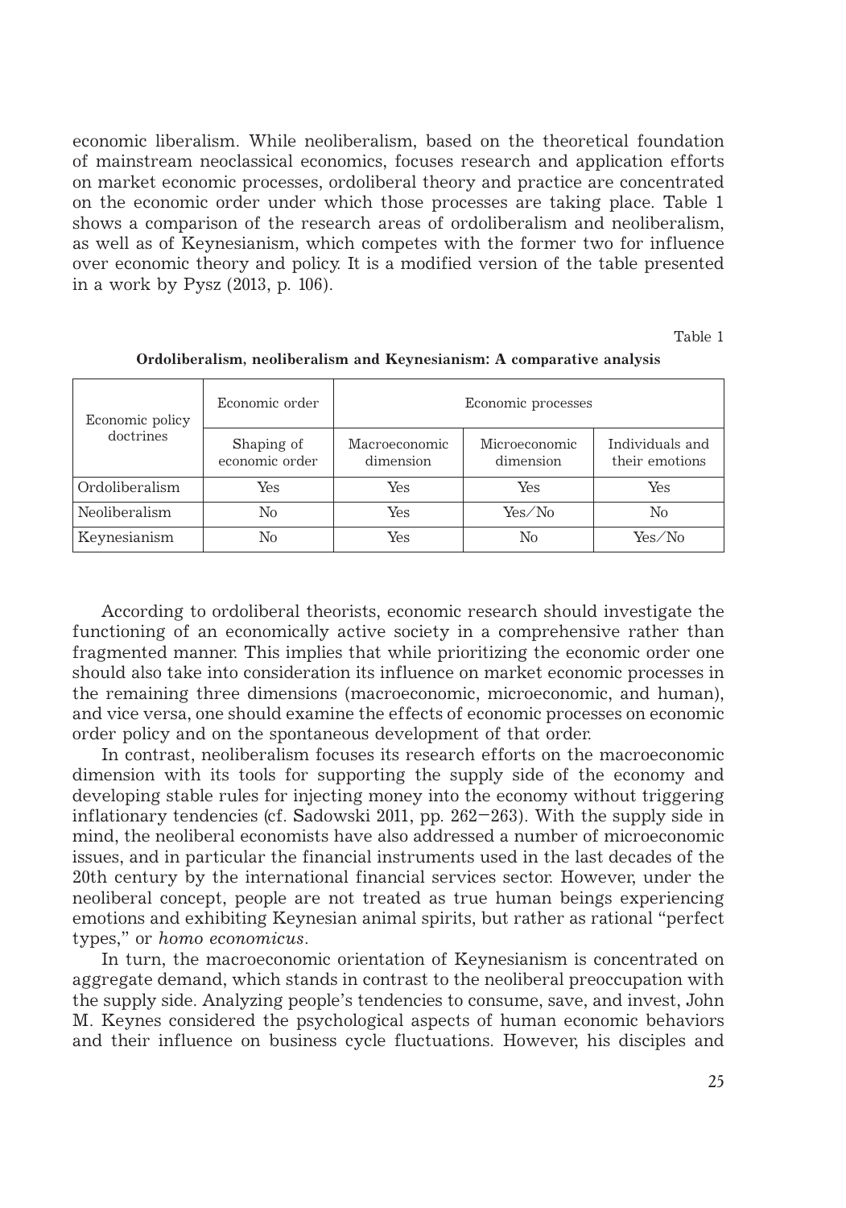economic liberalism. While neoliberalism, based on the theoretical foundation of mainstream neoclassical economics, focuses research and application efforts on market economic processes, ordoliberal theory and practice are concentrated on the economic order under which those processes are taking place. Table 1 shows a comparison of the research areas of ordoliberalism and neoliberalism, as well as of Keynesianism, which competes with the former two for influence over economic theory and policy. It is a modified version of the table presented in a work by Pysz (2013, p. 106).

Table 1

**Ordoliberalism, neoliberalism and Keynesianism: A comparative analysis**

| Economic policy doctrines | Economic order | Economic processes | | |
|---|---|---|---|---|
| | Shaping of economic order | Macroeconomic dimension | Microeconomic dimension | Individuals and their emotions |
| Ordoliberalism | Yes | Yes | Yes | Yes |
| Neoliberalism | No | Yes | Yes/No | No |
| Keynesianism | No | Yes | No | Yes/No |

According to ordoliberal theorists, economic research should investigate the functioning of an economically active society in a comprehensive rather than fragmented manner. This implies that while prioritizing the economic order one should also take into consideration its influence on market economic processes in the remaining three dimensions (macroeconomic, microeconomic, and human), and vice versa, one should examine the effects of economic processes on economic order policy and on the spontaneous development of that order.

In contrast, neoliberalism focuses its research efforts on the macroeconomic dimension with its tools for supporting the supply side of the economy and developing stable rules for injecting money into the economy without triggering inflationary tendencies (cf. Sadowski 2011, pp. 262–263). With the supply side in mind, the neoliberal economists have also addressed a number of microeconomic issues, and in particular the financial instruments used in the last decades of the 20th century by the international financial services sector. However, under the neoliberal concept, people are not treated as true human beings experiencing emotions and exhibiting Keynesian animal spirits, but rather as rational "perfect types," or *homo economicus*.

In turn, the macroeconomic orientation of Keynesianism is concentrated on aggregate demand, which stands in contrast to the neoliberal preoccupation with the supply side. Analyzing people's tendencies to consume, save, and invest, John M. Keynes considered the psychological aspects of human economic behaviors and their influence on business cycle fluctuations. However, his disciples and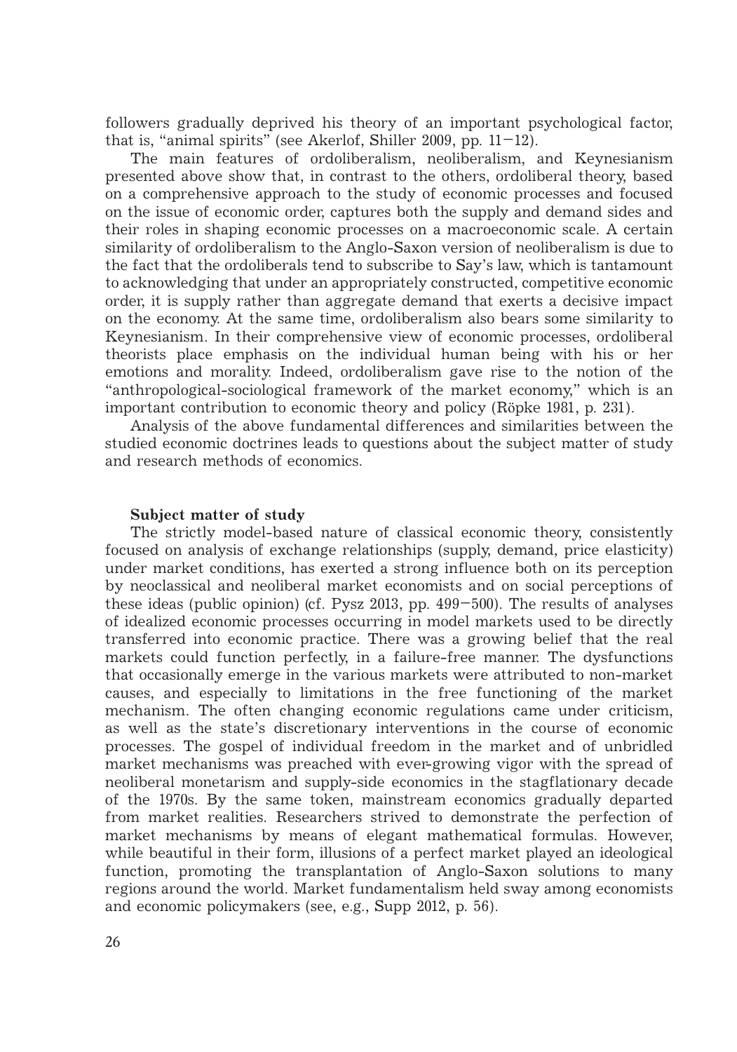followers gradually deprived his theory of an important psychological factor, that is, "animal spirits" (see Akerlof, Shiller 2009, pp. 11–12).

The main features of ordoliberalism, neoliberalism, and Keynesianism presented above show that, in contrast to the others, ordoliberal theory, based on a comprehensive approach to the study of economic processes and focused on the issue of economic order, captures both the supply and demand sides and their roles in shaping economic processes on a macroeconomic scale. A certain similarity of ordoliberalism to the Anglo-Saxon version of neoliberalism is due to the fact that the ordoliberals tend to subscribe to Say's law, which is tantamount to acknowledging that under an appropriately constructed, competitive economic order, it is supply rather than aggregate demand that exerts a decisive impact on the economy. At the same time, ordoliberalism also bears some similarity to Keynesianism. In their comprehensive view of economic processes, ordoliberal theorists place emphasis on the individual human being with his or her emotions and morality. Indeed, ordoliberalism gave rise to the notion of the "anthropological-sociological framework of the market economy," which is an important contribution to economic theory and policy (Röpke 1981, p. 231).

Analysis of the above fundamental differences and similarities between the studied economic doctrines leads to questions about the subject matter of study and research methods of economics.

**Subject matter of study**

The strictly model-based nature of classical economic theory, consistently focused on analysis of exchange relationships (supply, demand, price elasticity) under market conditions, has exerted a strong influence both on its perception by neoclassical and neoliberal market economists and on social perceptions of these ideas (public opinion) (cf. Pysz 2013, pp. 499–500). The results of analyses of idealized economic processes occurring in model markets used to be directly transferred into economic practice. There was a growing belief that the real markets could function perfectly, in a failure-free manner. The dysfunctions that occasionally emerge in the various markets were attributed to non-market causes, and especially to limitations in the free functioning of the market mechanism. The often changing economic regulations came under criticism, as well as the state's discretionary interventions in the course of economic processes. The gospel of individual freedom in the market and of unbridled market mechanisms was preached with ever-growing vigor with the spread of neoliberal monetarism and supply-side economics in the stagflationary decade of the 1970s. By the same token, mainstream economics gradually departed from market realities. Researchers strived to demonstrate the perfection of market mechanisms by means of elegant mathematical formulas. However, while beautiful in their form, illusions of a perfect market played an ideological function, promoting the transplantation of Anglo-Saxon solutions to many regions around the world. Market fundamentalism held sway among economists and economic policymakers (see, e.g., Supp 2012, p. 56).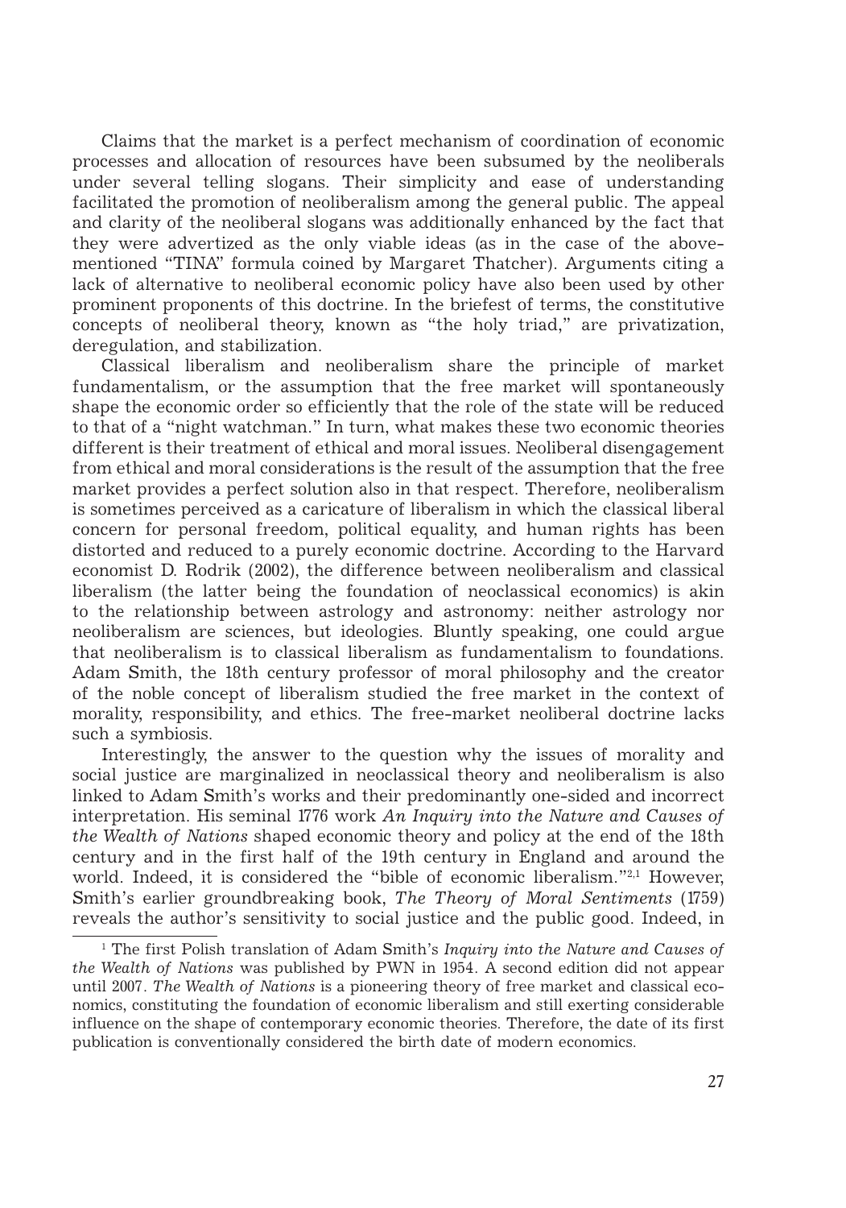Claims that the market is a perfect mechanism of coordination of economic processes and allocation of resources have been subsumed by the neoliberals under several telling slogans. Their simplicity and ease of understanding facilitated the promotion of neoliberalism among the general public. The appeal and clarity of the neoliberal slogans was additionally enhanced by the fact that they were advertized as the only viable ideas (as in the case of the above-mentioned "TINA" formula coined by Margaret Thatcher). Arguments citing a lack of alternative to neoliberal economic policy have also been used by other prominent proponents of this doctrine. In the briefest of terms, the constitutive concepts of neoliberal theory, known as "the holy triad," are privatization, deregulation, and stabilization.

Classical liberalism and neoliberalism share the principle of market fundamentalism, or the assumption that the free market will spontaneously shape the economic order so efficiently that the role of the state will be reduced to that of a "night watchman." In turn, what makes these two economic theories different is their treatment of ethical and moral issues. Neoliberal disengagement from ethical and moral considerations is the result of the assumption that the free market provides a perfect solution also in that respect. Therefore, neoliberalism is sometimes perceived as a caricature of liberalism in which the classical liberal concern for personal freedom, political equality, and human rights has been distorted and reduced to a purely economic doctrine. According to the Harvard economist D. Rodrik (2002), the difference between neoliberalism and classical liberalism (the latter being the foundation of neoclassical economics) is akin to the relationship between astrology and astronomy: neither astrology nor neoliberalism are sciences, but ideologies. Bluntly speaking, one could argue that neoliberalism is to classical liberalism as fundamentalism to foundations. Adam Smith, the 18th century professor of moral philosophy and the creator of the noble concept of liberalism studied the free market in the context of morality, responsibility, and ethics. The free-market neoliberal doctrine lacks such a symbiosis.

Interestingly, the answer to the question why the issues of morality and social justice are marginalized in neoclassical theory and neoliberalism is also linked to Adam Smith's works and their predominantly one-sided and incorrect interpretation. His seminal 1776 work *An Inquiry into the Nature and Causes of the Wealth of Nations* shaped economic theory and policy at the end of the 18th century and in the first half of the 19th century in England and around the world. Indeed, it is considered the "bible of economic liberalism."[2,1] However, Smith's earlier groundbreaking book, *The Theory of Moral Sentiments* (1759) reveals the author's sensitivity to social justice and the public good. Indeed, in

---

[1] The first Polish translation of Adam Smith's *Inquiry into the Nature and Causes of the Wealth of Nations* was published by PWN in 1954. A second edition did not appear until 2007. *The Wealth of Nations* is a pioneering theory of free market and classical economics, constituting the foundation of economic liberalism and still exerting considerable influence on the shape of contemporary economic theories. Therefore, the date of its first publication is conventionally considered the birth date of modern economics.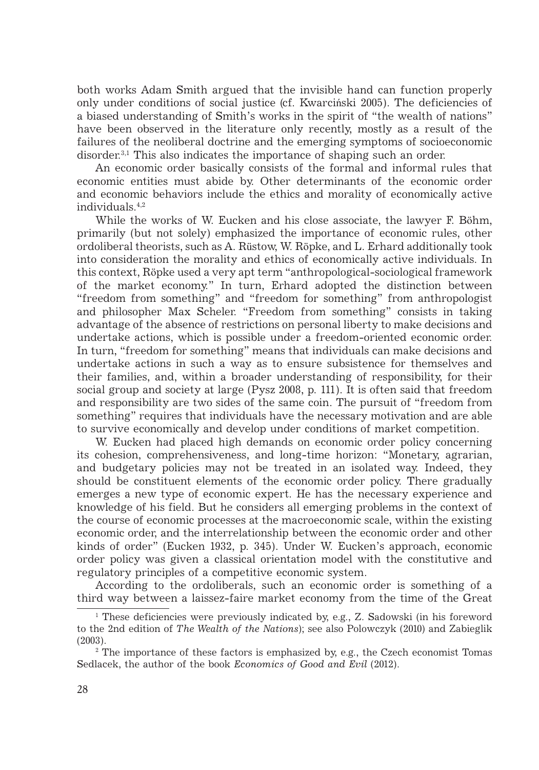both works Adam Smith argued that the invisible hand can function properly only under conditions of social justice (cf. Kwarciński 2005). The deficiencies of a biased understanding of Smith's works in the spirit of "the wealth of nations" have been observed in the literature only recently, mostly as a result of the failures of the neoliberal doctrine and the emerging symptoms of socioeconomic disorder.[3,1] This also indicates the importance of shaping such an order.

An economic order basically consists of the formal and informal rules that economic entities must abide by. Other determinants of the economic order and economic behaviors include the ethics and morality of economically active individuals.[4,2]

While the works of W. Eucken and his close associate, the lawyer F. Böhm, primarily (but not solely) emphasized the importance of economic rules, other ordoliberal theorists, such as A. Rüstow, W. Röpke, and L. Erhard additionally took into consideration the morality and ethics of economically active individuals. In this context, Röpke used a very apt term "anthropological-sociological framework of the market economy." In turn, Erhard adopted the distinction between "freedom from something" and "freedom for something" from anthropologist and philosopher Max Scheler. "Freedom from something" consists in taking advantage of the absence of restrictions on personal liberty to make decisions and undertake actions, which is possible under a freedom-oriented economic order. In turn, "freedom for something" means that individuals can make decisions and undertake actions in such a way as to ensure subsistence for themselves and their families, and, within a broader understanding of responsibility, for their social group and society at large (Pysz 2008, p. 111). It is often said that freedom and responsibility are two sides of the same coin. The pursuit of "freedom from something" requires that individuals have the necessary motivation and are able to survive economically and develop under conditions of market competition.

W. Eucken had placed high demands on economic order policy concerning its cohesion, comprehensiveness, and long-time horizon: "Monetary, agrarian, and budgetary policies may not be treated in an isolated way. Indeed, they should be constituent elements of the economic order policy. There gradually emerges a new type of economic expert. He has the necessary experience and knowledge of his field. But he considers all emerging problems in the context of the course of economic processes at the macroeconomic scale, within the existing economic order, and the interrelationship between the economic order and other kinds of order" (Eucken 1932, p. 345). Under W. Eucken's approach, economic order policy was given a classical orientation model with the constitutive and regulatory principles of a competitive economic system.

According to the ordoliberals, such an economic order is something of a third way between a laissez-faire market economy from the time of the Great

---

[1] These deficiencies were previously indicated by, e.g., Z. Sadowski (in his foreword to the 2nd edition of *The Wealth of the Nations*); see also Polowczyk (2010) and Zabieglik (2003).

[2] The importance of these factors is emphasized by, e.g., the Czech economist Tomas Sedlacek, the author of the book *Economics of Good and Evil* (2012).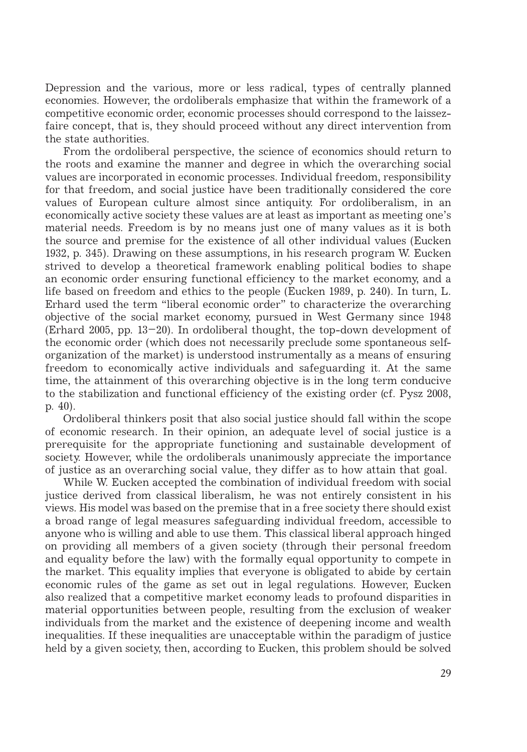Depression and the various, more or less radical, types of centrally planned economies. However, the ordoliberals emphasize that within the framework of a competitive economic order, economic processes should correspond to the laissez-faire concept, that is, they should proceed without any direct intervention from the state authorities.

From the ordoliberal perspective, the science of economics should return to the roots and examine the manner and degree in which the overarching social values are incorporated in economic processes. Individual freedom, responsibility for that freedom, and social justice have been traditionally considered the core values of European culture almost since antiquity. For ordoliberalism, in an economically active society these values are at least as important as meeting one's material needs. Freedom is by no means just one of many values as it is both the source and premise for the existence of all other individual values (Eucken 1932, p. 345). Drawing on these assumptions, in his research program W. Eucken strived to develop a theoretical framework enabling political bodies to shape an economic order ensuring functional efficiency to the market economy, and a life based on freedom and ethics to the people (Eucken 1989, p. 240). In turn, L. Erhard used the term "liberal economic order" to characterize the overarching objective of the social market economy, pursued in West Germany since 1948 (Erhard 2005, pp. 13–20). In ordoliberal thought, the top-down development of the economic order (which does not necessarily preclude some spontaneous self-organization of the market) is understood instrumentally as a means of ensuring freedom to economically active individuals and safeguarding it. At the same time, the attainment of this overarching objective is in the long term conducive to the stabilization and functional efficiency of the existing order (cf. Pysz 2008, p. 40).

Ordoliberal thinkers posit that also social justice should fall within the scope of economic research. In their opinion, an adequate level of social justice is a prerequisite for the appropriate functioning and sustainable development of society. However, while the ordoliberals unanimously appreciate the importance of justice as an overarching social value, they differ as to how attain that goal.

While W. Eucken accepted the combination of individual freedom with social justice derived from classical liberalism, he was not entirely consistent in his views. His model was based on the premise that in a free society there should exist a broad range of legal measures safeguarding individual freedom, accessible to anyone who is willing and able to use them. This classical liberal approach hinged on providing all members of a given society (through their personal freedom and equality before the law) with the formally equal opportunity to compete in the market. This equality implies that everyone is obligated to abide by certain economic rules of the game as set out in legal regulations. However, Eucken also realized that a competitive market economy leads to profound disparities in material opportunities between people, resulting from the exclusion of weaker individuals from the market and the existence of deepening income and wealth inequalities. If these inequalities are unacceptable within the paradigm of justice held by a given society, then, according to Eucken, this problem should be solved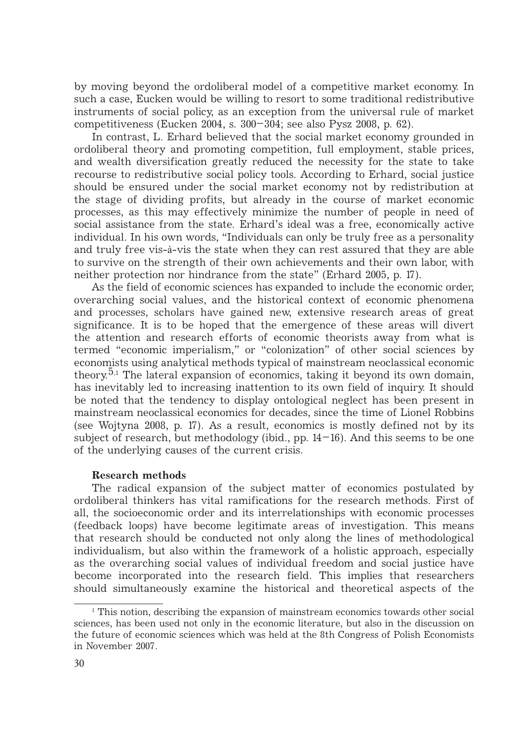by moving beyond the ordoliberal model of a competitive market economy. In such a case, Eucken would be willing to resort to some traditional redistributive instruments of social policy, as an exception from the universal rule of market competitiveness (Eucken 2004, s. 300–304; see also Pysz 2008, p. 62).

In contrast, L. Erhard believed that the social market economy grounded in ordoliberal theory and promoting competition, full employment, stable prices, and wealth diversification greatly reduced the necessity for the state to take recourse to redistributive social policy tools. According to Erhard, social justice should be ensured under the social market economy not by redistribution at the stage of dividing profits, but already in the course of market economic processes, as this may effectively minimize the number of people in need of social assistance from the state. Erhard's ideal was a free, economically active individual. In his own words, "Individuals can only be truly free as a personality and truly free vis-à-vis the state when they can rest assured that they are able to survive on the strength of their own achievements and their own labor, with neither protection nor hindrance from the state" (Erhard 2005, p. 17).

As the field of economic sciences has expanded to include the economic order, overarching social values, and the historical context of economic phenomena and processes, scholars have gained new, extensive research areas of great significance. It is to be hoped that the emergence of these areas will divert the attention and research efforts of economic theorists away from what is termed "economic imperialism," or "colonization" of other social sciences by economists using analytical methods typical of mainstream neoclassical economic theory.[5,1] The lateral expansion of economics, taking it beyond its own domain, has inevitably led to increasing inattention to its own field of inquiry. It should be noted that the tendency to display ontological neglect has been present in mainstream neoclassical economics for decades, since the time of Lionel Robbins (see Wojtyna 2008, p. 17). As a result, economics is mostly defined not by its subject of research, but methodology (ibid., pp. 14–16). And this seems to be one of the underlying causes of the current crisis.

**Research methods**

The radical expansion of the subject matter of economics postulated by ordoliberal thinkers has vital ramifications for the research methods. First of all, the socioeconomic order and its interrelationships with economic processes (feedback loops) have become legitimate areas of investigation. This means that research should be conducted not only along the lines of methodological individualism, but also within the framework of a holistic approach, especially as the overarching social values of individual freedom and social justice have become incorporated into the research field. This implies that researchers should simultaneously examine the historical and theoretical aspects of the

[1] This notion, describing the expansion of mainstream economics towards other social sciences, has been used not only in the economic literature, but also in the discussion on the future of economic sciences which was held at the 8th Congress of Polish Economists in November 2007.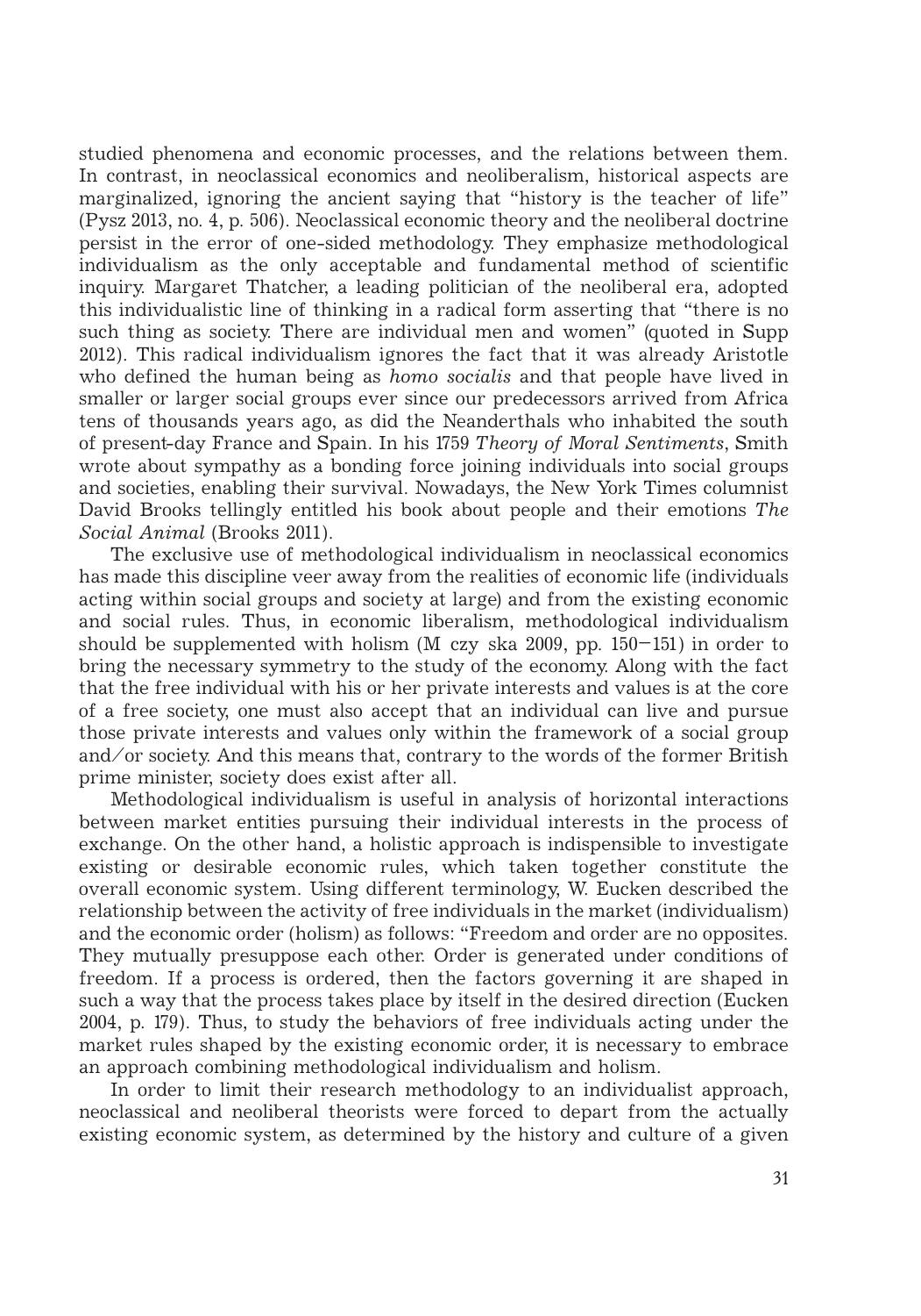studied phenomena and economic processes, and the relations between them. In contrast, in neoclassical economics and neoliberalism, historical aspects are marginalized, ignoring the ancient saying that "history is the teacher of life" (Pysz 2013, no. 4, p. 506). Neoclassical economic theory and the neoliberal doctrine persist in the error of one-sided methodology. They emphasize methodological individualism as the only acceptable and fundamental method of scientific inquiry. Margaret Thatcher, a leading politician of the neoliberal era, adopted this individualistic line of thinking in a radical form asserting that "there is no such thing as society. There are individual men and women" (quoted in Supp 2012). This radical individualism ignores the fact that it was already Aristotle who defined the human being as *homo socialis* and that people have lived in smaller or larger social groups ever since our predecessors arrived from Africa tens of thousands years ago, as did the Neanderthals who inhabited the south of present-day France and Spain. In his 1759 *Theory of Moral Sentiments*, Smith wrote about sympathy as a bonding force joining individuals into social groups and societies, enabling their survival. Nowadays, the New York Times columnist David Brooks tellingly entitled his book about people and their emotions *The Social Animal* (Brooks 2011).

The exclusive use of methodological individualism in neoclassical economics has made this discipline veer away from the realities of economic life (individuals acting within social groups and society at large) and from the existing economic and social rules. Thus, in economic liberalism, methodological individualism should be supplemented with holism (M czy ska 2009, pp. 150–151) in order to bring the necessary symmetry to the study of the economy. Along with the fact that the free individual with his or her private interests and values is at the core of a free society, one must also accept that an individual can live and pursue those private interests and values only within the framework of a social group and/or society. And this means that, contrary to the words of the former British prime minister, society does exist after all.

Methodological individualism is useful in analysis of horizontal interactions between market entities pursuing their individual interests in the process of exchange. On the other hand, a holistic approach is indispensible to investigate existing or desirable economic rules, which taken together constitute the overall economic system. Using different terminology, W. Eucken described the relationship between the activity of free individuals in the market (individualism) and the economic order (holism) as follows: "Freedom and order are no opposites. They mutually presuppose each other. Order is generated under conditions of freedom. If a process is ordered, then the factors governing it are shaped in such a way that the process takes place by itself in the desired direction (Eucken 2004, p. 179). Thus, to study the behaviors of free individuals acting under the market rules shaped by the existing economic order, it is necessary to embrace an approach combining methodological individualism and holism.

In order to limit their research methodology to an individualist approach, neoclassical and neoliberal theorists were forced to depart from the actually existing economic system, as determined by the history and culture of a given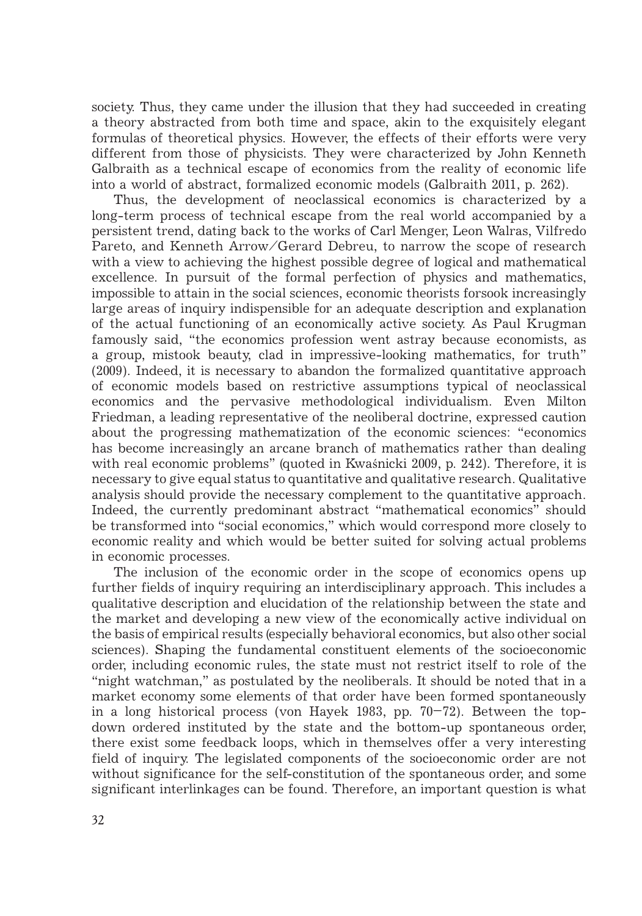society. Thus, they came under the illusion that they had succeeded in creating a theory abstracted from both time and space, akin to the exquisitely elegant formulas of theoretical physics. However, the effects of their efforts were very different from those of physicists. They were characterized by John Kenneth Galbraith as a technical escape of economics from the reality of economic life into a world of abstract, formalized economic models (Galbraith 2011, p. 262).

Thus, the development of neoclassical economics is characterized by a long-term process of technical escape from the real world accompanied by a persistent trend, dating back to the works of Carl Menger, Leon Walras, Vilfredo Pareto, and Kenneth Arrow/Gerard Debreu, to narrow the scope of research with a view to achieving the highest possible degree of logical and mathematical excellence. In pursuit of the formal perfection of physics and mathematics, impossible to attain in the social sciences, economic theorists forsook increasingly large areas of inquiry indispensible for an adequate description and explanation of the actual functioning of an economically active society. As Paul Krugman famously said, "the economics profession went astray because economists, as a group, mistook beauty, clad in impressive-looking mathematics, for truth" (2009). Indeed, it is necessary to abandon the formalized quantitative approach of economic models based on restrictive assumptions typical of neoclassical economics and the pervasive methodological individualism. Even Milton Friedman, a leading representative of the neoliberal doctrine, expressed caution about the progressing mathematization of the economic sciences: "economics has become increasingly an arcane branch of mathematics rather than dealing with real economic problems" (quoted in Kwaśnicki 2009, p. 242). Therefore, it is necessary to give equal status to quantitative and qualitative research. Qualitative analysis should provide the necessary complement to the quantitative approach. Indeed, the currently predominant abstract "mathematical economics" should be transformed into "social economics," which would correspond more closely to economic reality and which would be better suited for solving actual problems in economic processes.

The inclusion of the economic order in the scope of economics opens up further fields of inquiry requiring an interdisciplinary approach. This includes a qualitative description and elucidation of the relationship between the state and the market and developing a new view of the economically active individual on the basis of empirical results (especially behavioral economics, but also other social sciences). Shaping the fundamental constituent elements of the socioeconomic order, including economic rules, the state must not restrict itself to role of the "night watchman," as postulated by the neoliberals. It should be noted that in a market economy some elements of that order have been formed spontaneously in a long historical process (von Hayek 1983, pp. 70–72). Between the top-down ordered instituted by the state and the bottom-up spontaneous order, there exist some feedback loops, which in themselves offer a very interesting field of inquiry. The legislated components of the socioeconomic order are not without significance for the self-constitution of the spontaneous order, and some significant interlinkages can be found. Therefore, an important question is what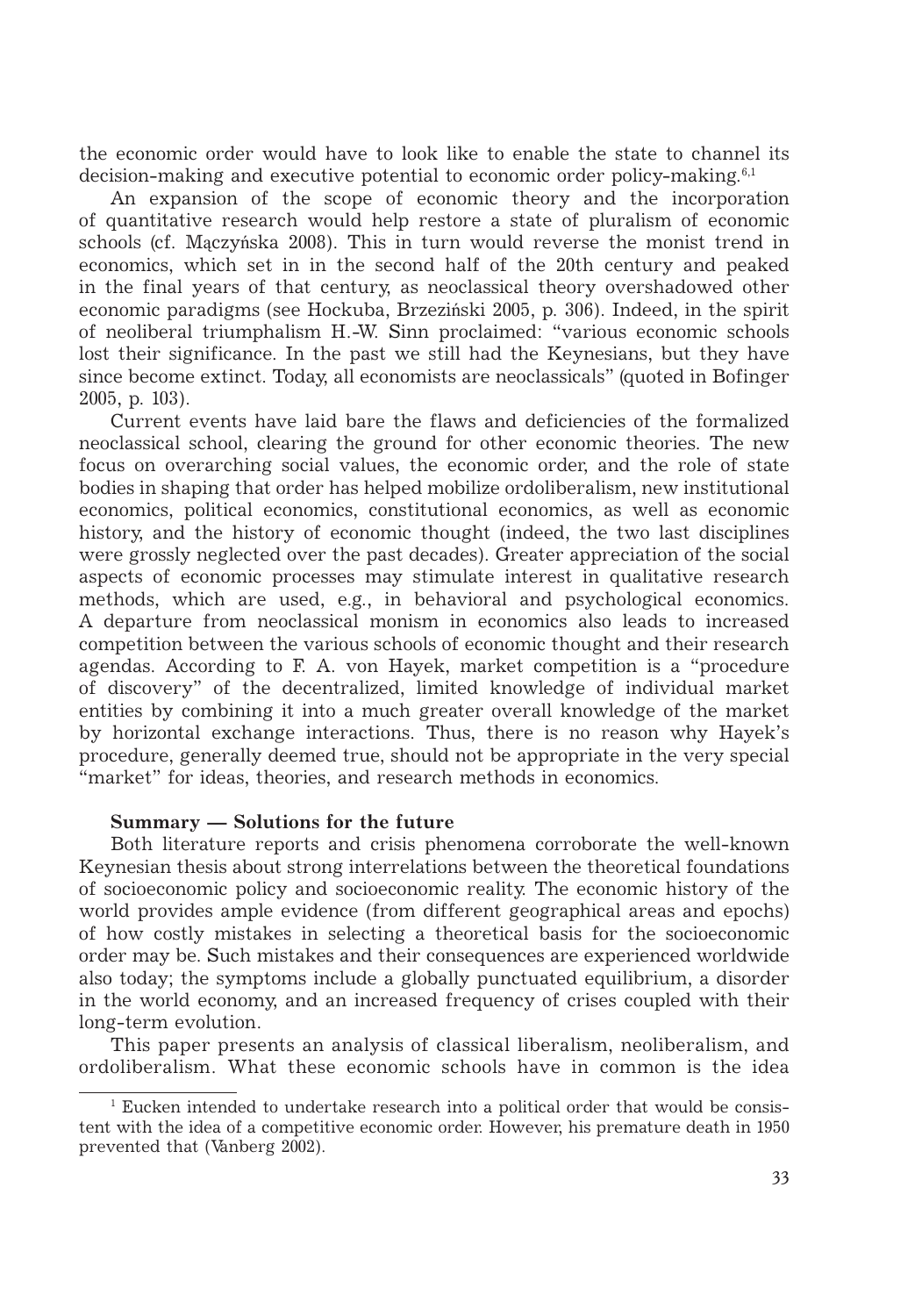the economic order would have to look like to enable the state to channel its decision-making and executive potential to economic order policy-making.[6,1]

An expansion of the scope of economic theory and the incorporation of quantitative research would help restore a state of pluralism of economic schools (cf. Mączyńska 2008). This in turn would reverse the monist trend in economics, which set in in the second half of the 20th century and peaked in the final years of that century, as neoclassical theory overshadowed other economic paradigms (see Hockuba, Brzeziński 2005, p. 306). Indeed, in the spirit of neoliberal triumphalism H.-W. Sinn proclaimed: "various economic schools lost their significance. In the past we still had the Keynesians, but they have since become extinct. Today, all economists are neoclassicals" (quoted in Bofinger 2005, p. 103).

Current events have laid bare the flaws and deficiencies of the formalized neoclassical school, clearing the ground for other economic theories. The new focus on overarching social values, the economic order, and the role of state bodies in shaping that order has helped mobilize ordoliberalism, new institutional economics, political economics, constitutional economics, as well as economic history, and the history of economic thought (indeed, the two last disciplines were grossly neglected over the past decades). Greater appreciation of the social aspects of economic processes may stimulate interest in qualitative research methods, which are used, e.g., in behavioral and psychological economics. A departure from neoclassical monism in economics also leads to increased competition between the various schools of economic thought and their research agendas. According to F. A. von Hayek, market competition is a "procedure of discovery" of the decentralized, limited knowledge of individual market entities by combining it into a much greater overall knowledge of the market by horizontal exchange interactions. Thus, there is no reason why Hayek's procedure, generally deemed true, should not be appropriate in the very special "market" for ideas, theories, and research methods in economics.

## Summary — Solutions for the future

Both literature reports and crisis phenomena corroborate the well-known Keynesian thesis about strong interrelations between the theoretical foundations of socioeconomic policy and socioeconomic reality. The economic history of the world provides ample evidence (from different geographical areas and epochs) of how costly mistakes in selecting a theoretical basis for the socioeconomic order may be. Such mistakes and their consequences are experienced worldwide also today; the symptoms include a globally punctuated equilibrium, a disorder in the world economy, and an increased frequency of crises coupled with their long-term evolution.

This paper presents an analysis of classical liberalism, neoliberalism, and ordoliberalism. What these economic schools have in common is the idea

---

[1] Eucken intended to undertake research into a political order that would be consistent with the idea of a competitive economic order. However, his premature death in 1950 prevented that (Vanberg 2002).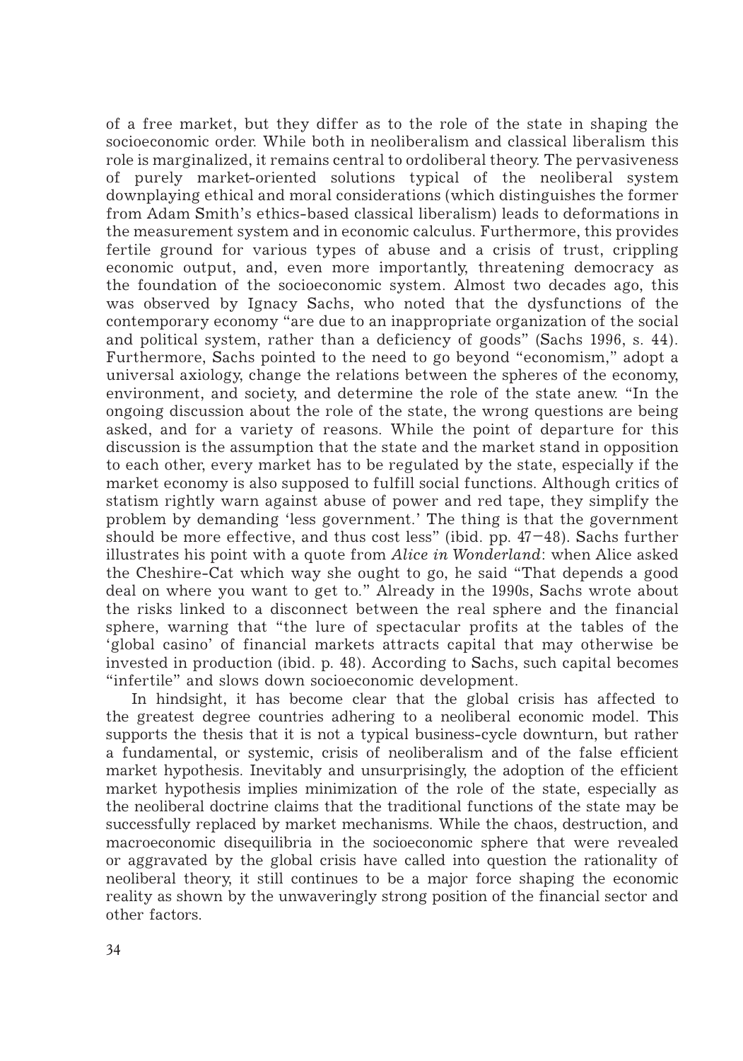of a free market, but they differ as to the role of the state in shaping the socioeconomic order. While both in neoliberalism and classical liberalism this role is marginalized, it remains central to ordoliberal theory. The pervasiveness of purely market-oriented solutions typical of the neoliberal system downplaying ethical and moral considerations (which distinguishes the former from Adam Smith's ethics-based classical liberalism) leads to deformations in the measurement system and in economic calculus. Furthermore, this provides fertile ground for various types of abuse and a crisis of trust, crippling economic output, and, even more importantly, threatening democracy as the foundation of the socioeconomic system. Almost two decades ago, this was observed by Ignacy Sachs, who noted that the dysfunctions of the contemporary economy "are due to an inappropriate organization of the social and political system, rather than a deficiency of goods" (Sachs 1996, s. 44). Furthermore, Sachs pointed to the need to go beyond "economism," adopt a universal axiology, change the relations between the spheres of the economy, environment, and society, and determine the role of the state anew. "In the ongoing discussion about the role of the state, the wrong questions are being asked, and for a variety of reasons. While the point of departure for this discussion is the assumption that the state and the market stand in opposition to each other, every market has to be regulated by the state, especially if the market economy is also supposed to fulfill social functions. Although critics of statism rightly warn against abuse of power and red tape, they simplify the problem by demanding 'less government.' The thing is that the government should be more effective, and thus cost less" (ibid. pp. 47–48). Sachs further illustrates his point with a quote from *Alice in Wonderland*: when Alice asked the Cheshire-Cat which way she ought to go, he said "That depends a good deal on where you want to get to." Already in the 1990s, Sachs wrote about the risks linked to a disconnect between the real sphere and the financial sphere, warning that "the lure of spectacular profits at the tables of the 'global casino' of financial markets attracts capital that may otherwise be invested in production (ibid. p. 48). According to Sachs, such capital becomes "infertile" and slows down socioeconomic development.

In hindsight, it has become clear that the global crisis has affected to the greatest degree countries adhering to a neoliberal economic model. This supports the thesis that it is not a typical business-cycle downturn, but rather a fundamental, or systemic, crisis of neoliberalism and of the false efficient market hypothesis. Inevitably and unsurprisingly, the adoption of the efficient market hypothesis implies minimization of the role of the state, especially as the neoliberal doctrine claims that the traditional functions of the state may be successfully replaced by market mechanisms. While the chaos, destruction, and macroeconomic disequilibria in the socioeconomic sphere that were revealed or aggravated by the global crisis have called into question the rationality of neoliberal theory, it still continues to be a major force shaping the economic reality as shown by the unwaveringly strong position of the financial sector and other factors.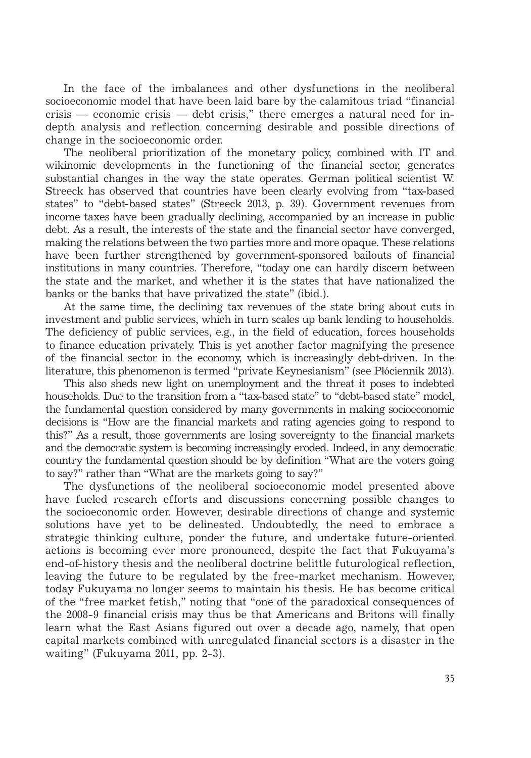In the face of the imbalances and other dysfunctions in the neoliberal socioeconomic model that have been laid bare by the calamitous triad "financial crisis — economic crisis — debt crisis," there emerges a natural need for in-depth analysis and reflection concerning desirable and possible directions of change in the socioeconomic order.

The neoliberal prioritization of the monetary policy, combined with IT and wikinomic developments in the functioning of the financial sector, generates substantial changes in the way the state operates. German political scientist W. Streeck has observed that countries have been clearly evolving from "tax-based states" to "debt-based states" (Streeck 2013, p. 39). Government revenues from income taxes have been gradually declining, accompanied by an increase in public debt. As a result, the interests of the state and the financial sector have converged, making the relations between the two parties more and more opaque. These relations have been further strengthened by government-sponsored bailouts of financial institutions in many countries. Therefore, "today one can hardly discern between the state and the market, and whether it is the states that have nationalized the banks or the banks that have privatized the state" (ibid.).

At the same time, the declining tax revenues of the state bring about cuts in investment and public services, which in turn scales up bank lending to households. The deficiency of public services, e.g., in the field of education, forces households to finance education privately. This is yet another factor magnifying the presence of the financial sector in the economy, which is increasingly debt-driven. In the literature, this phenomenon is termed "private Keynesianism" (see Płóciennik 2013).

This also sheds new light on unemployment and the threat it poses to indebted households. Due to the transition from a "tax-based state" to "debt-based state" model, the fundamental question considered by many governments in making socioeconomic decisions is "How are the financial markets and rating agencies going to respond to this?" As a result, those governments are losing sovereignty to the financial markets and the democratic system is becoming increasingly eroded. Indeed, in any democratic country the fundamental question should be by definition "What are the voters going to say?" rather than "What are the markets going to say?"

The dysfunctions of the neoliberal socioeconomic model presented above have fueled research efforts and discussions concerning possible changes to the socioeconomic order. However, desirable directions of change and systemic solutions have yet to be delineated. Undoubtedly, the need to embrace a strategic thinking culture, ponder the future, and undertake future-oriented actions is becoming ever more pronounced, despite the fact that Fukuyama's end-of-history thesis and the neoliberal doctrine belittle futurological reflection, leaving the future to be regulated by the free-market mechanism. However, today Fukuyama no longer seems to maintain his thesis. He has become critical of the "free market fetish," noting that "one of the paradoxical consequences of the 2008-9 financial crisis may thus be that Americans and Britons will finally learn what the East Asians figured out over a decade ago, namely, that open capital markets combined with unregulated financial sectors is a disaster in the waiting" (Fukuyama 2011, pp. 2-3).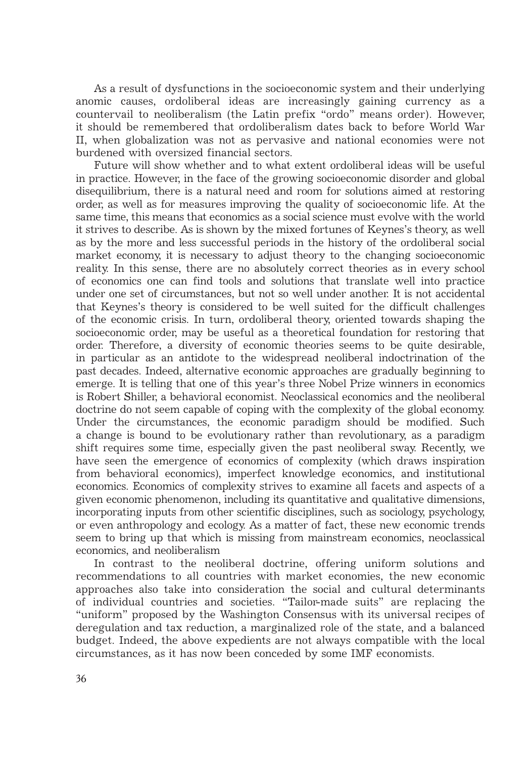As a result of dysfunctions in the socioeconomic system and their underlying anomic causes, ordoliberal ideas are increasingly gaining currency as a countervail to neoliberalism (the Latin prefix "ordo" means order). However, it should be remembered that ordoliberalism dates back to before World War II, when globalization was not as pervasive and national economies were not burdened with oversized financial sectors.

Future will show whether and to what extent ordoliberal ideas will be useful in practice. However, in the face of the growing socioeconomic disorder and global disequilibrium, there is a natural need and room for solutions aimed at restoring order, as well as for measures improving the quality of socioeconomic life. At the same time, this means that economics as a social science must evolve with the world it strives to describe. As is shown by the mixed fortunes of Keynes's theory, as well as by the more and less successful periods in the history of the ordoliberal social market economy, it is necessary to adjust theory to the changing socioeconomic reality. In this sense, there are no absolutely correct theories as in every school of economics one can find tools and solutions that translate well into practice under one set of circumstances, but not so well under another. It is not accidental that Keynes's theory is considered to be well suited for the difficult challenges of the economic crisis. In turn, ordoliberal theory, oriented towards shaping the socioeconomic order, may be useful as a theoretical foundation for restoring that order. Therefore, a diversity of economic theories seems to be quite desirable, in particular as an antidote to the widespread neoliberal indoctrination of the past decades. Indeed, alternative economic approaches are gradually beginning to emerge. It is telling that one of this year's three Nobel Prize winners in economics is Robert Shiller, a behavioral economist. Neoclassical economics and the neoliberal doctrine do not seem capable of coping with the complexity of the global economy. Under the circumstances, the economic paradigm should be modified. Such a change is bound to be evolutionary rather than revolutionary, as a paradigm shift requires some time, especially given the past neoliberal sway. Recently, we have seen the emergence of economics of complexity (which draws inspiration from behavioral economics), imperfect knowledge economics, and institutional economics. Economics of complexity strives to examine all facets and aspects of a given economic phenomenon, including its quantitative and qualitative dimensions, incorporating inputs from other scientific disciplines, such as sociology, psychology, or even anthropology and ecology. As a matter of fact, these new economic trends seem to bring up that which is missing from mainstream economics, neoclassical economics, and neoliberalism

In contrast to the neoliberal doctrine, offering uniform solutions and recommendations to all countries with market economies, the new economic approaches also take into consideration the social and cultural determinants of individual countries and societies. "Tailor-made suits" are replacing the "uniform" proposed by the Washington Consensus with its universal recipes of deregulation and tax reduction, a marginalized role of the state, and a balanced budget. Indeed, the above expedients are not always compatible with the local circumstances, as it has now been conceded by some IMF economists.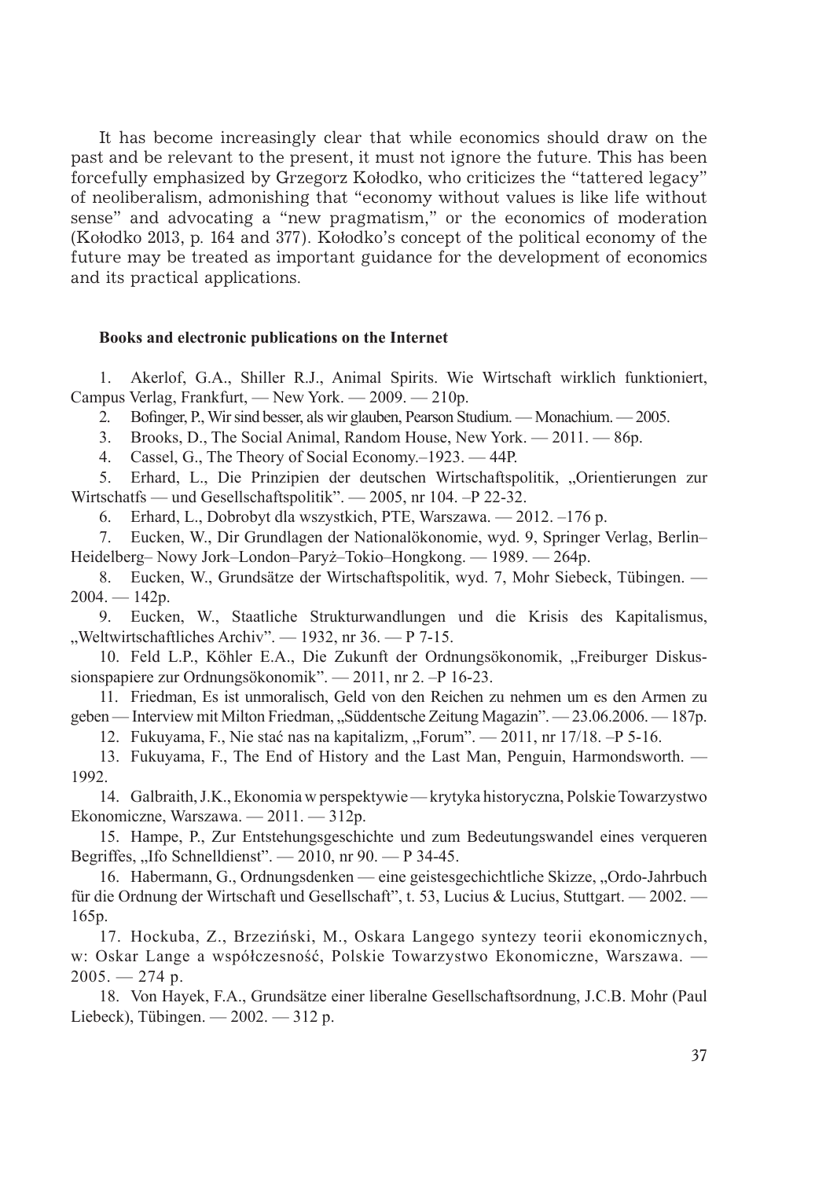It has become increasingly clear that while economics should draw on the past and be relevant to the present, it must not ignore the future. This has been forcefully emphasized by Grzegorz Kołodko, who criticizes the "tattered legacy" of neoliberalism, admonishing that "economy without values is like life without sense" and advocating a "new pragmatism," or the economics of moderation (Kołodko 2013, p. 164 and 377). Kołodko's concept of the political economy of the future may be treated as important guidance for the development of economics and its practical applications.

**Books and electronic publications on the Internet**

1. Akerlof, G.A., Shiller R.J., Animal Spirits. Wie Wirtschaft wirklich funktioniert, Campus Verlag, Frankfurt, — New York. — 2009. — 210p.
2. Bofinger, P., Wir sind besser, als wir glauben, Pearson Studium. — Monachium. — 2005.
3. Brooks, D., The Social Animal, Random House, New York. — 2011. — 86p.
4. Cassel, G., The Theory of Social Economy.–1923. — 44P.
5. Erhard, L., Die Prinzipien der deutschen Wirtschaftspolitik, „Orientierungen zur Wirtschatfs — und Gesellschaftspolitik". — 2005, nr 104. –P 22-32.
6. Erhard, L., Dobrobyt dla wszystkich, PTE, Warszawa. — 2012. –176 p.
7. Eucken, W., Dir Grundlagen der Nationalökonomie, wyd. 9, Springer Verlag, Berlin–Heidelberg– Nowy Jork–London–Paryż–Tokio–Hongkong. — 1989. — 264p.
8. Eucken, W., Grundsätze der Wirtschaftspolitik, wyd. 7, Mohr Siebeck, Tübingen. — 2004. — 142p.
9. Eucken, W., Staatliche Strukturwandlungen und die Krisis des Kapitalismus, „Weltwirtschaftliches Archiv". — 1932, nr 36. — P 7-15.
10. Feld L.P., Köhler E.A., Die Zukunft der Ordnungsökonomik, „Freiburger Diskussionspapiere zur Ordnungsökonomik". — 2011, nr 2. –P 16-23.
11. Friedman, Es ist unmoralisch, Geld von den Reichen zu nehmen um es den Armen zu geben — Interview mit Milton Friedman, „Süddentsche Zeitung Magazin". — 23.06.2006. — 187p.
12. Fukuyama, F., Nie stać nas na kapitalizm, „Forum". — 2011, nr 17/18. –P 5-16.
13. Fukuyama, F., The End of History and the Last Man, Penguin, Harmondsworth. — 1992.
14. Galbraith, J.K., Ekonomia w perspektywie — krytyka historyczna, Polskie Towarzystwo Ekonomiczne, Warszawa. — 2011. — 312p.
15. Hampe, P., Zur Entstehungsgeschichte und zum Bedeutungswandel eines verqueren Begriffes, „Ifo Schnelldienst". — 2010, nr 90. — P 34-45.
16. Habermann, G., Ordnungsdenken — eine geistesgechichtliche Skizze, „Ordo-Jahrbuch für die Ordnung der Wirtschaft und Gesellschaft", t. 53, Lucius & Lucius, Stuttgart. — 2002. — 165p.
17. Hockuba, Z., Brzeziński, M., Oskara Langego syntezy teorii ekonomicznych, w: Oskar Lange a współczesność, Polskie Towarzystwo Ekonomiczne, Warszawa. — 2005. — 274 p.
18. Von Hayek, F.A., Grundsätze einer liberalne Gesellschaftsordnung, J.C.B. Mohr (Paul Liebeck), Tübingen. — 2002. — 312 p.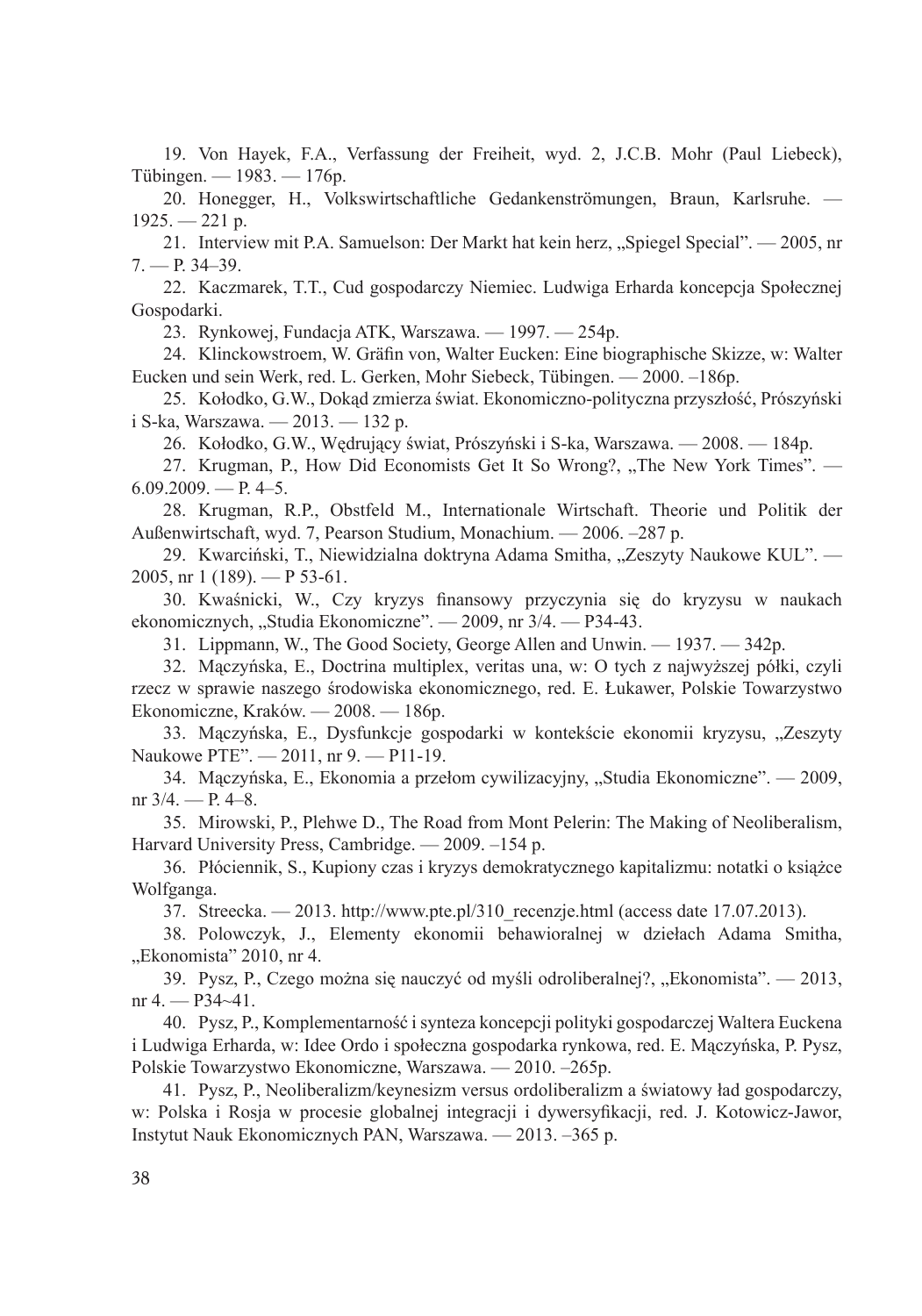19. Von Hayek, F.A., Verfassung der Freiheit, wyd. 2, J.C.B. Mohr (Paul Liebeck), Tübingen. — 1983. — 176p.

20. Honegger, H., Volkswirtschaftliche Gedankenströmungen, Braun, Karlsruhe. — 1925. — 221 p.

21. Interview mit P.A. Samuelson: Der Markt hat kein herz, „Spiegel Special". — 2005, nr 7. — P. 34–39.

22. Kaczmarek, T.T., Cud gospodarczy Niemiec. Ludwiga Erharda koncepcja Społecznej Gospodarki.

23. Rynkowej, Fundacja ATK, Warszawa. — 1997. — 254p.

24. Klinckowstroem, W. Gräfin von, Walter Eucken: Eine biographische Skizze, w: Walter Eucken und sein Werk, red. L. Gerken, Mohr Siebeck, Tübingen. — 2000. –186p.

25. Kołodko, G.W., Dokąd zmierza świat. Ekonomiczno-polityczna przyszłość, Prószyński i S-ka, Warszawa. — 2013. — 132 p.

26. Kołodko, G.W., Wędrujący świat, Prószyński i S-ka, Warszawa. — 2008. — 184p.

27. Krugman, P., How Did Economists Get It So Wrong?, „The New York Times". — 6.09.2009. — P. 4–5.

28. Krugman, R.P., Obstfeld M., Internationale Wirtschaft. Theorie und Politik der Außenwirtschaft, wyd. 7, Pearson Studium, Monachium. — 2006. –287 p.

29. Kwarciński, T., Niewidzialna doktryna Adama Smitha, „Zeszyty Naukowe KUL". — 2005, nr 1 (189). — P 53-61.

30. Kwaśnicki, W., Czy kryzys finansowy przyczynia się do kryzysu w naukach ekonomicznych, „Studia Ekonomiczne". — 2009, nr 3/4. — P34-43.

31. Lippmann, W., The Good Society, George Allen and Unwin. — 1937. — 342p.

32. Mączyńska, E., Doctrina multiplex, veritas una, w: O tych z najwyższej półki, czyli rzecz w sprawie naszego środowiska ekonomicznego, red. E. Łukawer, Polskie Towarzystwo Ekonomiczne, Kraków. — 2008. — 186p.

33. Mączyńska, E., Dysfunkcje gospodarki w kontekście ekonomii kryzysu, „Zeszyty Naukowe PTE". — 2011, nr 9. — P11-19.

34. Mączyńska, E., Ekonomia a przełom cywilizacyjny, „Studia Ekonomiczne". — 2009, nr 3/4. — P. 4–8.

35. Mirowski, P., Plehwe D., The Road from Mont Pelerin: The Making of Neoliberalism, Harvard University Press, Cambridge. — 2009. –154 p.

36. Płóciennik, S., Kupiony czas i kryzys demokratycznego kapitalizmu: notatki o książce Wolfganga.

37. Streecka. — 2013. http://www.pte.pl/310_recenzje.html (access date 17.07.2013).

38. Polowczyk, J., Elementy ekonomii behawioralnej w dziełach Adama Smitha, „Ekonomista" 2010, nr 4.

39. Pysz, P., Czego można się nauczyć od myśli odroliberalnej?, „Ekonomista". — 2013, nr 4. — P34~41.

40. Pysz, P., Komplementarność i synteza koncepcji polityki gospodarczej Waltera Euckena i Ludwiga Erharda, w: Idee Ordo i społeczna gospodarka rynkowa, red. E. Mączyńska, P. Pysz, Polskie Towarzystwo Ekonomiczne, Warszawa. — 2010. –265p.

41. Pysz, P., Neoliberalizm/keynesizm versus ordoliberalizm a światowy ład gospodarczy, w: Polska i Rosja w procesie globalnej integracji i dywersyfikacji, red. J. Kotowicz-Jawor, Instytut Nauk Ekonomicznych PAN, Warszawa. — 2013. –365 p.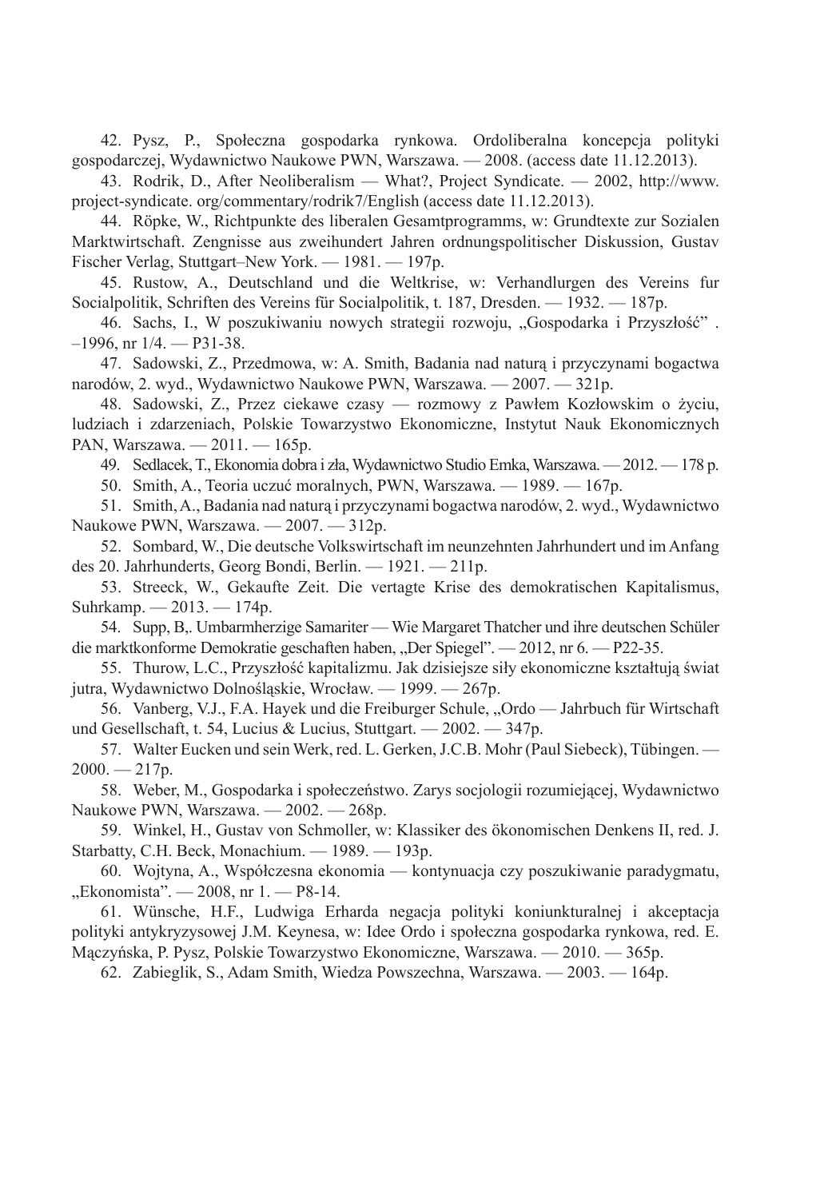42. Pysz, P., Społeczna gospodarka rynkowa. Ordoliberalna koncepcja polityki gospodarczej, Wydawnictwo Naukowe PWN, Warszawa. — 2008. (access date 11.12.2013).

43. Rodrik, D., After Neoliberalism — What?, Project Syndicate. — 2002, http://www.project-syndicate. org/commentary/rodrik7/English (access date 11.12.2013).

44. Röpke, W., Richtpunkte des liberalen Gesamtprogramms, w: Grundtexte zur Sozialen Marktwirtschaft. Zengnisse aus zweihundert Jahren ordnungspolitischer Diskussion, Gustav Fischer Verlag, Stuttgart–New York. — 1981. — 197p.

45. Rustow, A., Deutschland und die Weltkrise, w: Verhandlurgen des Vereins fur Socialpolitik, Schriften des Vereins für Socialpolitik, t. 187, Dresden. — 1932. — 187p.

46. Sachs, I., W poszukiwaniu nowych strategii rozwoju, „Gospodarka i Przyszłość" . –1996, nr 1/4. — P31-38.

47. Sadowski, Z., Przedmowa, w: A. Smith, Badania nad naturą i przyczynami bogactwa narodów, 2. wyd., Wydawnictwo Naukowe PWN, Warszawa. — 2007. — 321p.

48. Sadowski, Z., Przez ciekawe czasy — rozmowy z Pawłem Kozłowskim o życiu, ludziach i zdarzeniach, Polskie Towarzystwo Ekonomiczne, Instytut Nauk Ekonomicznych PAN, Warszawa. — 2011. — 165p.

49. Sedlacek, T., Ekonomia dobra i zła, Wydawnictwo Studio Emka, Warszawa. — 2012. — 178 p.

50. Smith, A., Teoria uczuć moralnych, PWN, Warszawa. — 1989. — 167p.

51. Smith, A., Badania nad naturą i przyczynami bogactwa narodów, 2. wyd., Wydawnictwo Naukowe PWN, Warszawa. — 2007. — 312p.

52. Sombard, W., Die deutsche Volkswirtschaft im neunzehnten Jahrhundert und im Anfang des 20. Jahrhunderts, Georg Bondi, Berlin. — 1921. — 211p.

53. Streeck, W., Gekaufte Zeit. Die vertagte Krise des demokratischen Kapitalismus, Suhrkamp. — 2013. — 174p.

54. Supp, B,. Umbarmherzige Samariter — Wie Margaret Thatcher und ihre deutschen Schüler die marktkonforme Demokratie geschaften haben, „Der Spiegel". — 2012, nr 6. — P22-35.

55. Thurow, L.C., Przyszłość kapitalizmu. Jak dzisiejsze siły ekonomiczne kształtują świat jutra, Wydawnictwo Dolnośląskie, Wrocław. — 1999. — 267p.

56. Vanberg, V.J., F.A. Hayek und die Freiburger Schule, „Ordo — Jahrbuch für Wirtschaft und Gesellschaft, t. 54, Lucius & Lucius, Stuttgart. — 2002. — 347p.

57. Walter Eucken und sein Werk, red. L. Gerken, J.C.B. Mohr (Paul Siebeck), Tübingen. — 2000. — 217p.

58. Weber, M., Gospodarka i społeczeństwo. Zarys socjologii rozumiejącej, Wydawnictwo Naukowe PWN, Warszawa. — 2002. — 268p.

59. Winkel, H., Gustav von Schmoller, w: Klassiker des ökonomischen Denkens II, red. J. Starbatty, C.H. Beck, Monachium. — 1989. — 193p.

60. Wojtyna, A., Współczesna ekonomia — kontynuacja czy poszukiwanie paradygmatu, „Ekonomista". — 2008, nr 1. — P8-14.

61. Wünsche, H.F., Ludwiga Erharda negacja polityki koniunkturalnej i akceptacja polityki antykryzysowej J.M. Keynesa, w: Idee Ordo i społeczna gospodarka rynkowa, red. E. Mączyńska, P. Pysz, Polskie Towarzystwo Ekonomiczne, Warszawa. — 2010. — 365p.

62. Zabieglik, S., Adam Smith, Wiedza Powszechna, Warszawa. — 2003. — 164p.